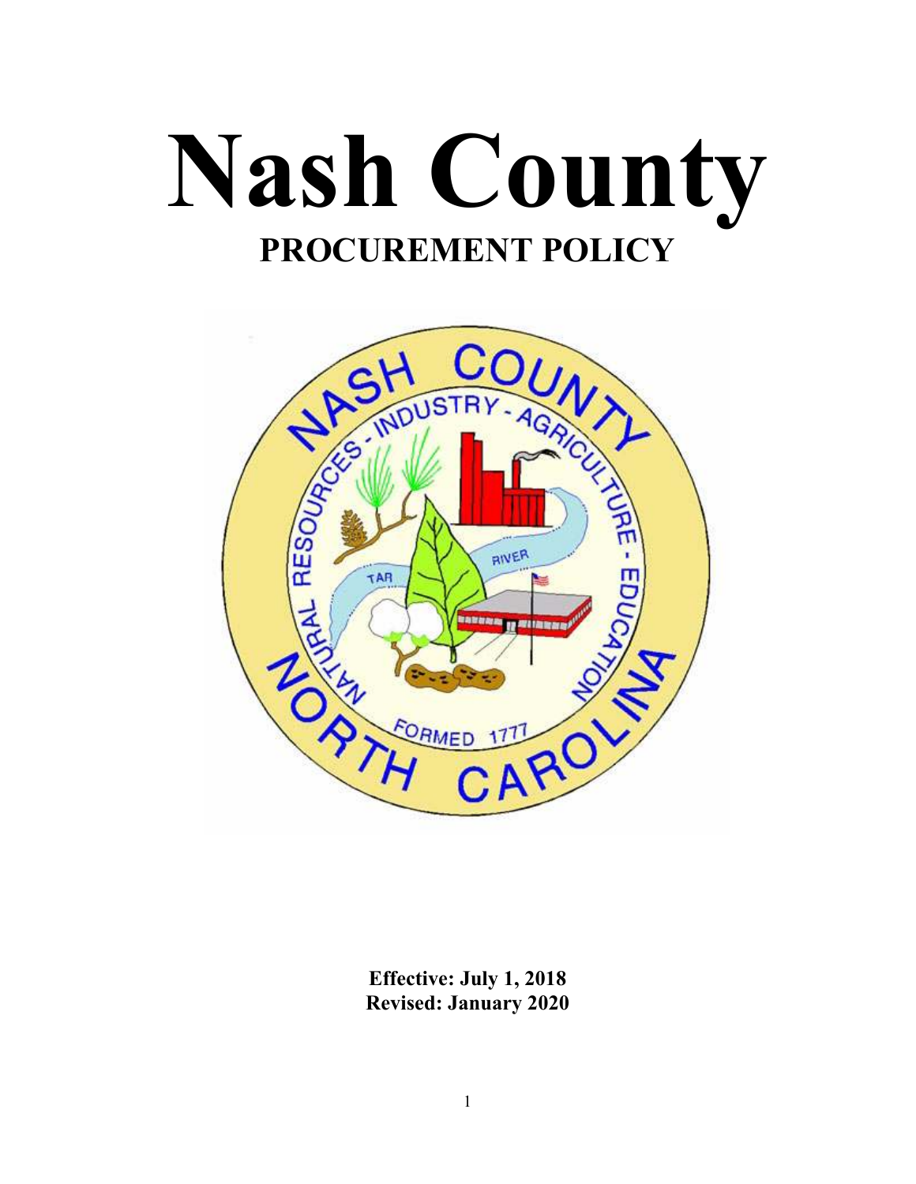# Nash County

## PROCUREMENT POLICY

**Effective: July 1, 2018**
**Revised: January 2020**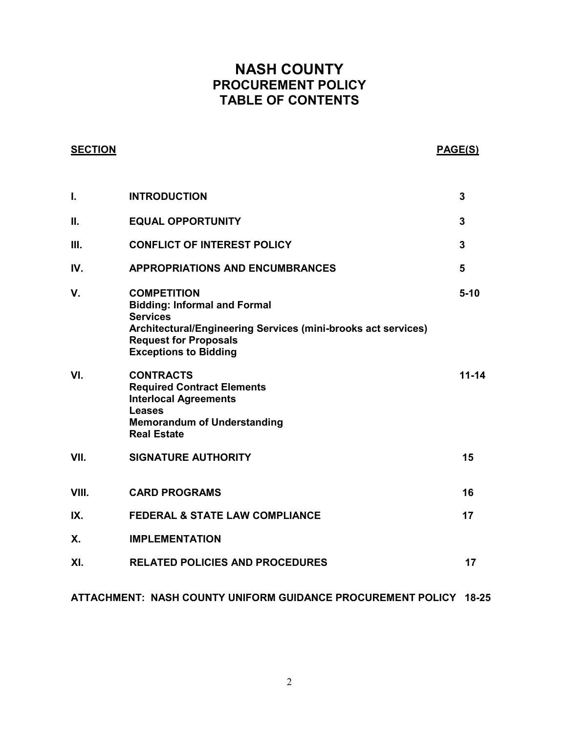# NASH COUNTY
## PROCUREMENT POLICY
## TABLE OF CONTENTS

| SECTION | | PAGE(S) |
|---|---|---|
| I. | **INTRODUCTION** | 3 |
| II. | **EQUAL OPPORTUNITY** | 3 |
| III. | **CONFLICT OF INTEREST POLICY** | 3 |
| IV. | **APPROPRIATIONS AND ENCUMBRANCES** | 5 |
| V. | **COMPETITION**<br>**Bidding: Informal and Formal**<br>**Services**<br>**Architectural/Engineering Services (mini-brooks act services)**<br>**Request for Proposals**<br>**Exceptions to Bidding** | 5-10 |
| VI. | **CONTRACTS**<br>**Required Contract Elements**<br>**Interlocal Agreements**<br>**Leases**<br>**Memorandum of Understanding**<br>**Real Estate** | 11-14 |
| VII. | **SIGNATURE AUTHORITY** | 15 |
| VIII. | **CARD PROGRAMS** | 16 |
| IX. | **FEDERAL & STATE LAW COMPLIANCE** | 17 |
| X. | **IMPLEMENTATION** | |
| XI. | **RELATED POLICIES AND PROCEDURES** | 17 |

**ATTACHMENT: NASH COUNTY UNIFORM GUIDANCE PROCUREMENT POLICY 18-25**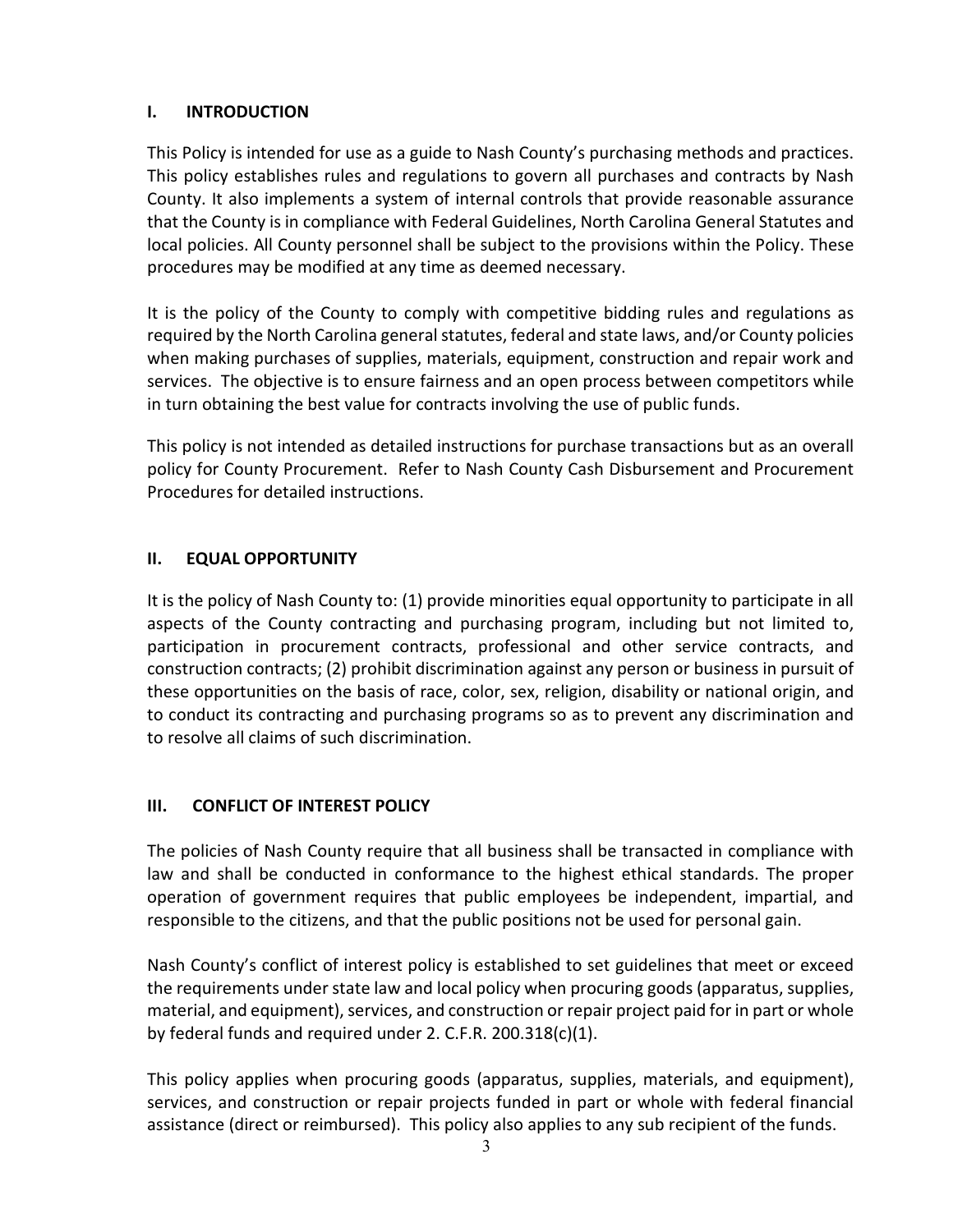## I. INTRODUCTION

This Policy is intended for use as a guide to Nash County's purchasing methods and practices. This policy establishes rules and regulations to govern all purchases and contracts by Nash County. It also implements a system of internal controls that provide reasonable assurance that the County is in compliance with Federal Guidelines, North Carolina General Statutes and local policies. All County personnel shall be subject to the provisions within the Policy. These procedures may be modified at any time as deemed necessary.

It is the policy of the County to comply with competitive bidding rules and regulations as required by the North Carolina general statutes, federal and state laws, and/or County policies when making purchases of supplies, materials, equipment, construction and repair work and services. The objective is to ensure fairness and an open process between competitors while in turn obtaining the best value for contracts involving the use of public funds.

This policy is not intended as detailed instructions for purchase transactions but as an overall policy for County Procurement. Refer to Nash County Cash Disbursement and Procurement Procedures for detailed instructions.

## II. EQUAL OPPORTUNITY

It is the policy of Nash County to: (1) provide minorities equal opportunity to participate in all aspects of the County contracting and purchasing program, including but not limited to, participation in procurement contracts, professional and other service contracts, and construction contracts; (2) prohibit discrimination against any person or business in pursuit of these opportunities on the basis of race, color, sex, religion, disability or national origin, and to conduct its contracting and purchasing programs so as to prevent any discrimination and to resolve all claims of such discrimination.

## III. CONFLICT OF INTEREST POLICY

The policies of Nash County require that all business shall be transacted in compliance with law and shall be conducted in conformance to the highest ethical standards. The proper operation of government requires that public employees be independent, impartial, and responsible to the citizens, and that the public positions not be used for personal gain.

Nash County's conflict of interest policy is established to set guidelines that meet or exceed the requirements under state law and local policy when procuring goods (apparatus, supplies, material, and equipment), services, and construction or repair project paid for in part or whole by federal funds and required under 2. C.F.R. 200.318(c)(1).

This policy applies when procuring goods (apparatus, supplies, materials, and equipment), services, and construction or repair projects funded in part or whole with federal financial assistance (direct or reimbursed). This policy also applies to any sub recipient of the funds.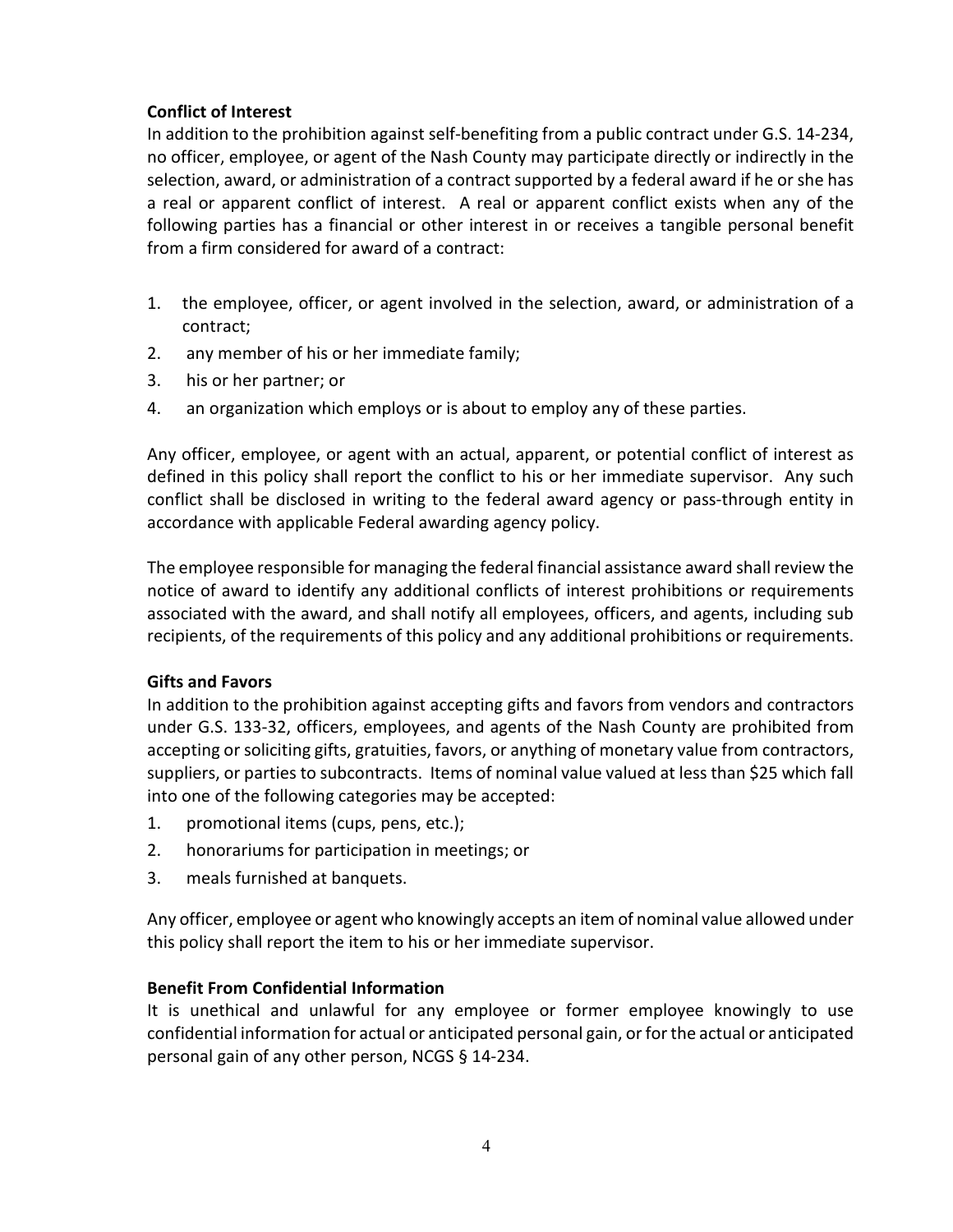**Conflict of Interest**

In addition to the prohibition against self-benefiting from a public contract under G.S. 14-234, no officer, employee, or agent of the Nash County may participate directly or indirectly in the selection, award, or administration of a contract supported by a federal award if he or she has a real or apparent conflict of interest. A real or apparent conflict exists when any of the following parties has a financial or other interest in or receives a tangible personal benefit from a firm considered for award of a contract:

1. the employee, officer, or agent involved in the selection, award, or administration of a contract;
2. any member of his or her immediate family;
3. his or her partner; or
4. an organization which employs or is about to employ any of these parties.

Any officer, employee, or agent with an actual, apparent, or potential conflict of interest as defined in this policy shall report the conflict to his or her immediate supervisor. Any such conflict shall be disclosed in writing to the federal award agency or pass-through entity in accordance with applicable Federal awarding agency policy.

The employee responsible for managing the federal financial assistance award shall review the notice of award to identify any additional conflicts of interest prohibitions or requirements associated with the award, and shall notify all employees, officers, and agents, including sub recipients, of the requirements of this policy and any additional prohibitions or requirements.

**Gifts and Favors**

In addition to the prohibition against accepting gifts and favors from vendors and contractors under G.S. 133-32, officers, employees, and agents of the Nash County are prohibited from accepting or soliciting gifts, gratuities, favors, or anything of monetary value from contractors, suppliers, or parties to subcontracts. Items of nominal value valued at less than $25 which fall into one of the following categories may be accepted:

1. promotional items (cups, pens, etc.);
2. honorariums for participation in meetings; or
3. meals furnished at banquets.

Any officer, employee or agent who knowingly accepts an item of nominal value allowed under this policy shall report the item to his or her immediate supervisor.

**Benefit From Confidential Information**

It is unethical and unlawful for any employee or former employee knowingly to use confidential information for actual or anticipated personal gain, or for the actual or anticipated personal gain of any other person, NCGS § 14-234.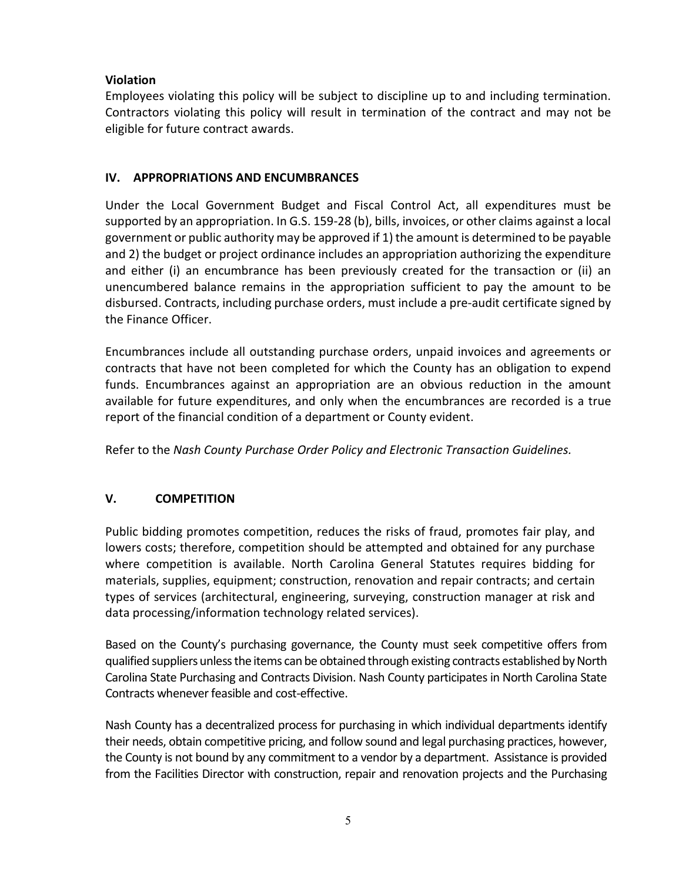**Violation**

Employees violating this policy will be subject to discipline up to and including termination. Contractors violating this policy will result in termination of the contract and may not be eligible for future contract awards.

## IV. APPROPRIATIONS AND ENCUMBRANCES

Under the Local Government Budget and Fiscal Control Act, all expenditures must be supported by an appropriation. In G.S. 159-28 (b), bills, invoices, or other claims against a local government or public authority may be approved if 1) the amount is determined to be payable and 2) the budget or project ordinance includes an appropriation authorizing the expenditure and either (i) an encumbrance has been previously created for the transaction or (ii) an unencumbered balance remains in the appropriation sufficient to pay the amount to be disbursed. Contracts, including purchase orders, must include a pre-audit certificate signed by the Finance Officer.

Encumbrances include all outstanding purchase orders, unpaid invoices and agreements or contracts that have not been completed for which the County has an obligation to expend funds. Encumbrances against an appropriation are an obvious reduction in the amount available for future expenditures, and only when the encumbrances are recorded is a true report of the financial condition of a department or County evident.

Refer to the *Nash County Purchase Order Policy and Electronic Transaction Guidelines.*

## V. COMPETITION

Public bidding promotes competition, reduces the risks of fraud, promotes fair play, and lowers costs; therefore, competition should be attempted and obtained for any purchase where competition is available. North Carolina General Statutes requires bidding for materials, supplies, equipment; construction, renovation and repair contracts; and certain types of services (architectural, engineering, surveying, construction manager at risk and data processing/information technology related services).

Based on the County's purchasing governance, the County must seek competitive offers from qualified suppliers unless the items can be obtained through existing contracts established by North Carolina State Purchasing and Contracts Division. Nash County participates in North Carolina State Contracts whenever feasible and cost-effective.

Nash County has a decentralized process for purchasing in which individual departments identify their needs, obtain competitive pricing, and follow sound and legal purchasing practices, however, the County is not bound by any commitment to a vendor by a department. Assistance is provided from the Facilities Director with construction, repair and renovation projects and the Purchasing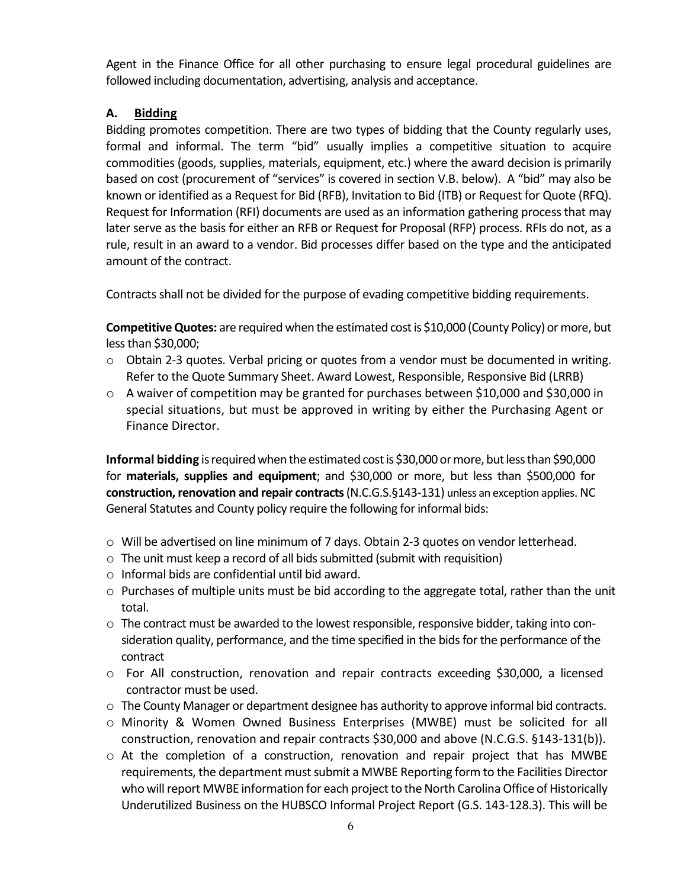Agent in the Finance Office for all other purchasing to ensure legal procedural guidelines are followed including documentation, advertising, analysis and acceptance.

### A. Bidding

Bidding promotes competition. There are two types of bidding that the County regularly uses, formal and informal. The term "bid" usually implies a competitive situation to acquire commodities (goods, supplies, materials, equipment, etc.) where the award decision is primarily based on cost (procurement of "services" is covered in section V.B. below). A "bid" may also be known or identified as a Request for Bid (RFB), Invitation to Bid (ITB) or Request for Quote (RFQ). Request for Information (RFI) documents are used as an information gathering process that may later serve as the basis for either an RFB or Request for Proposal (RFP) process. RFIs do not, as a rule, result in an award to a vendor. Bid processes differ based on the type and the anticipated amount of the contract.

Contracts shall not be divided for the purpose of evading competitive bidding requirements.

**Competitive Quotes:** are required when the estimated cost is $10,000 (County Policy) or more, but less than $30,000;

- Obtain 2-3 quotes. Verbal pricing or quotes from a vendor must be documented in writing. Refer to the Quote Summary Sheet. Award Lowest, Responsible, Responsive Bid (LRRB)
- A waiver of competition may be granted for purchases between $10,000 and $30,000 in special situations, but must be approved in writing by either the Purchasing Agent or Finance Director.

**Informal bidding** is required when the estimated cost is $30,000 or more, but less than $90,000 for **materials, supplies and equipment**; and $30,000 or more, but less than $500,000 for **construction, renovation and repair contracts** (N.C.G.S.§143-131) unless an exception applies. NC General Statutes and County policy require the following for informal bids:

- Will be advertised on line minimum of 7 days. Obtain 2-3 quotes on vendor letterhead.
- The unit must keep a record of all bids submitted (submit with requisition)
- Informal bids are confidential until bid award.
- Purchases of multiple units must be bid according to the aggregate total, rather than the unit total.
- The contract must be awarded to the lowest responsible, responsive bidder, taking into consideration quality, performance, and the time specified in the bids for the performance of the contract
- For All construction, renovation and repair contracts exceeding $30,000, a licensed contractor must be used.
- The County Manager or department designee has authority to approve informal bid contracts.
- Minority & Women Owned Business Enterprises (MWBE) must be solicited for all construction, renovation and repair contracts $30,000 and above (N.C.G.S. §143-131(b)).
- At the completion of a construction, renovation and repair project that has MWBE requirements, the department must submit a MWBE Reporting form to the Facilities Director who will report MWBE information for each project to the North Carolina Office of Historically Underutilized Business on the HUBSCO Informal Project Report (G.S. 143-128.3). This will be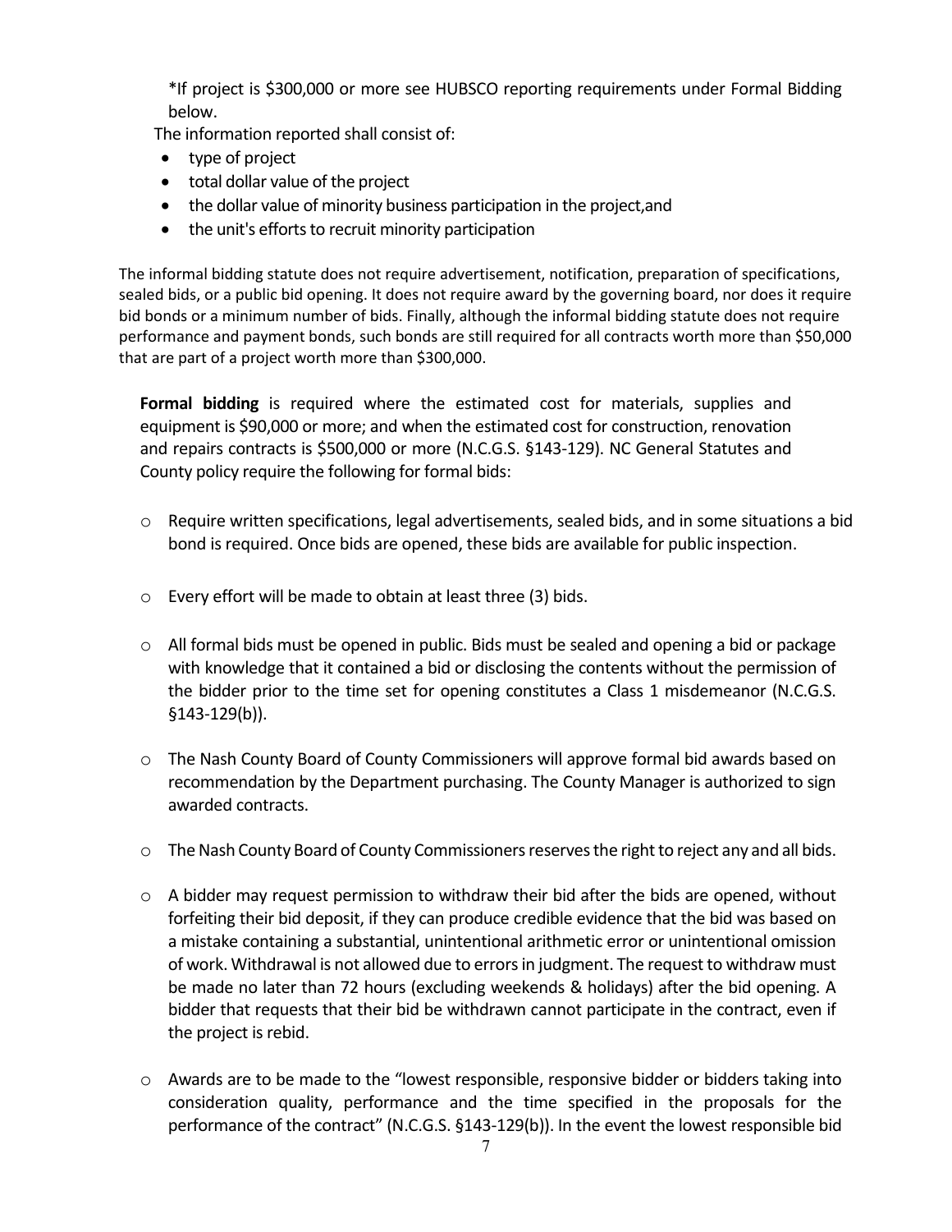*If project is $300,000 or more see HUBSCO reporting requirements under Formal Bidding below.

The information reported shall consist of:

- type of project
- total dollar value of the project
- the dollar value of minority business participation in the project,and
- the unit's efforts to recruit minority participation

The informal bidding statute does not require advertisement, notification, preparation of specifications, sealed bids, or a public bid opening. It does not require award by the governing board, nor does it require bid bonds or a minimum number of bids. Finally, although the informal bidding statute does not require performance and payment bonds, such bonds are still required for all contracts worth more than $50,000 that are part of a project worth more than $300,000.

**Formal bidding** is required where the estimated cost for materials, supplies and equipment is $90,000 or more; and when the estimated cost for construction, renovation and repairs contracts is $500,000 or more (N.C.G.S. §143-129). NC General Statutes and County policy require the following for formal bids:

- Require written specifications, legal advertisements, sealed bids, and in some situations a bid bond is required. Once bids are opened, these bids are available for public inspection.
- Every effort will be made to obtain at least three (3) bids.
- All formal bids must be opened in public. Bids must be sealed and opening a bid or package with knowledge that it contained a bid or disclosing the contents without the permission of the bidder prior to the time set for opening constitutes a Class 1 misdemeanor (N.C.G.S. §143-129(b)).
- The Nash County Board of County Commissioners will approve formal bid awards based on recommendation by the Department purchasing. The County Manager is authorized to sign awarded contracts.
- The Nash County Board of County Commissioners reserves the right to reject any and all bids.
- A bidder may request permission to withdraw their bid after the bids are opened, without forfeiting their bid deposit, if they can produce credible evidence that the bid was based on a mistake containing a substantial, unintentional arithmetic error or unintentional omission of work. Withdrawal is not allowed due to errors in judgment. The request to withdraw must be made no later than 72 hours (excluding weekends & holidays) after the bid opening. A bidder that requests that their bid be withdrawn cannot participate in the contract, even if the project is rebid.
- Awards are to be made to the "lowest responsible, responsive bidder or bidders taking into consideration quality, performance and the time specified in the proposals for the performance of the contract" (N.C.G.S. §143-129(b)). In the event the lowest responsible bid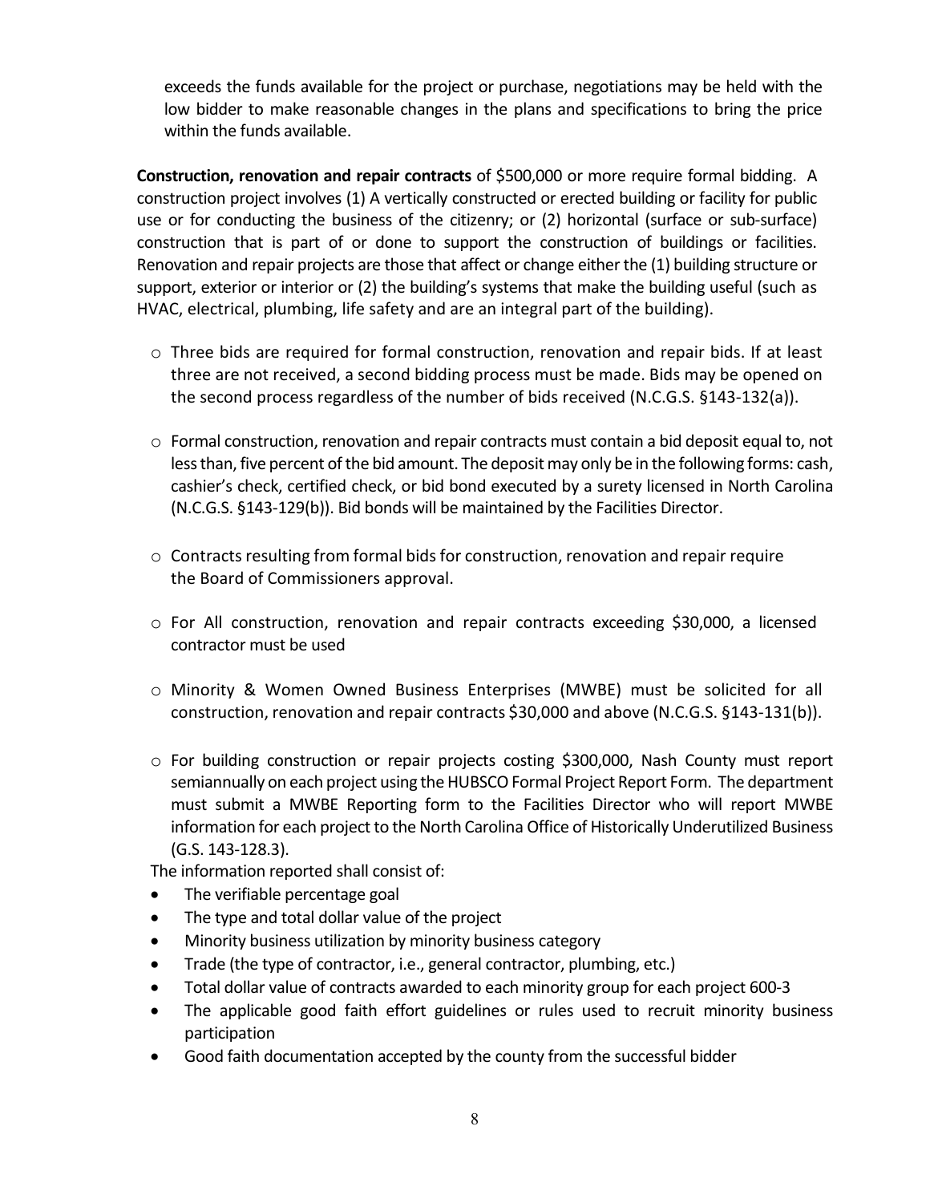exceeds the funds available for the project or purchase, negotiations may be held with the low bidder to make reasonable changes in the plans and specifications to bring the price within the funds available.

**Construction, renovation and repair contracts** of $500,000 or more require formal bidding. A construction project involves (1) A vertically constructed or erected building or facility for public use or for conducting the business of the citizenry; or (2) horizontal (surface or sub-surface) construction that is part of or done to support the construction of buildings or facilities. Renovation and repair projects are those that affect or change either the (1) building structure or support, exterior or interior or (2) the building's systems that make the building useful (such as HVAC, electrical, plumbing, life safety and are an integral part of the building).

- Three bids are required for formal construction, renovation and repair bids. If at least three are not received, a second bidding process must be made. Bids may be opened on the second process regardless of the number of bids received (N.C.G.S. §143-132(a)).
- Formal construction, renovation and repair contracts must contain a bid deposit equal to, not less than, five percent of the bid amount. The deposit may only be in the following forms: cash, cashier's check, certified check, or bid bond executed by a surety licensed in North Carolina (N.C.G.S. §143-129(b)). Bid bonds will be maintained by the Facilities Director.
- Contracts resulting from formal bids for construction, renovation and repair require the Board of Commissioners approval.
- For All construction, renovation and repair contracts exceeding $30,000, a licensed contractor must be used
- Minority & Women Owned Business Enterprises (MWBE) must be solicited for all construction, renovation and repair contracts $30,000 and above (N.C.G.S. §143-131(b)).
- For building construction or repair projects costing $300,000, Nash County must report semiannually on each project using the HUBSCO Formal Project Report Form. The department must submit a MWBE Reporting form to the Facilities Director who will report MWBE information for each project to the North Carolina Office of Historically Underutilized Business (G.S. 143-128.3).

The information reported shall consist of:

- The verifiable percentage goal
- The type and total dollar value of the project
- Minority business utilization by minority business category
- Trade (the type of contractor, i.e., general contractor, plumbing, etc.)
- Total dollar value of contracts awarded to each minority group for each project 600-3
- The applicable good faith effort guidelines or rules used to recruit minority business participation
- Good faith documentation accepted by the county from the successful bidder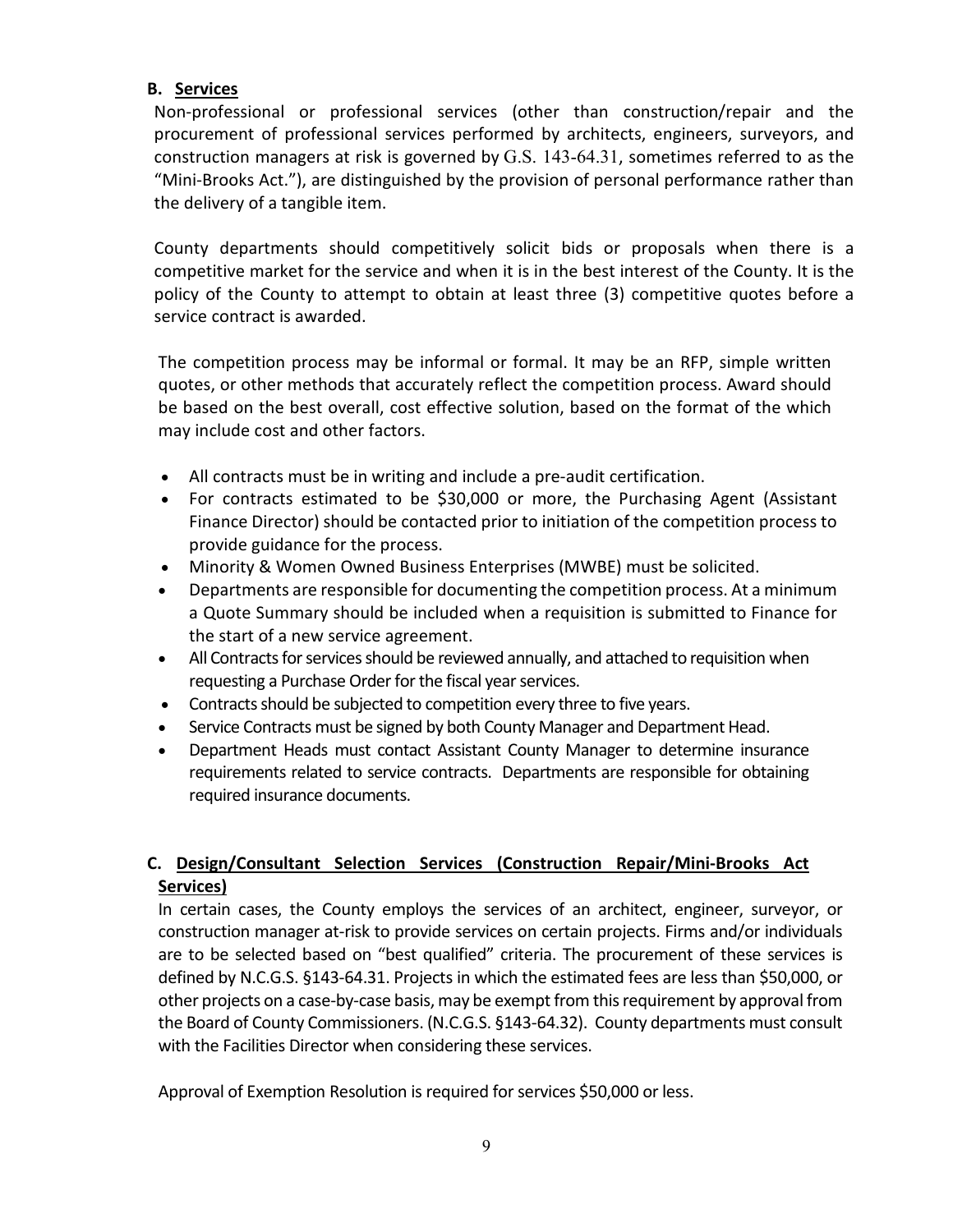**B. <u>Services</u>**

Non-professional or professional services (other than construction/repair and the procurement of professional services performed by architects, engineers, surveyors, and construction managers at risk is governed by G.S. 143-64.31, sometimes referred to as the "Mini-Brooks Act."), are distinguished by the provision of personal performance rather than the delivery of a tangible item.

County departments should competitively solicit bids or proposals when there is a competitive market for the service and when it is in the best interest of the County. It is the policy of the County to attempt to obtain at least three (3) competitive quotes before a service contract is awarded.

The competition process may be informal or formal. It may be an RFP, simple written quotes, or other methods that accurately reflect the competition process. Award should be based on the best overall, cost effective solution, based on the format of the which may include cost and other factors.

- All contracts must be in writing and include a pre-audit certification.
- For contracts estimated to be $30,000 or more, the Purchasing Agent (Assistant Finance Director) should be contacted prior to initiation of the competition process to provide guidance for the process.
- Minority & Women Owned Business Enterprises (MWBE) must be solicited.
- Departments are responsible for documenting the competition process. At a minimum a Quote Summary should be included when a requisition is submitted to Finance for the start of a new service agreement.
- All Contracts for services should be reviewed annually, and attached to requisition when requesting a Purchase Order for the fiscal year services.
- Contracts should be subjected to competition every three to five years.
- Service Contracts must be signed by both County Manager and Department Head.
- Department Heads must contact Assistant County Manager to determine insurance requirements related to service contracts. Departments are responsible for obtaining required insurance documents.

**C. <u>Design/Consultant Selection Services (Construction Repair/Mini-Brooks Act Services)</u>**

In certain cases, the County employs the services of an architect, engineer, surveyor, or construction manager at-risk to provide services on certain projects. Firms and/or individuals are to be selected based on "best qualified" criteria. The procurement of these services is defined by N.C.G.S. §143-64.31. Projects in which the estimated fees are less than $50,000, or other projects on a case-by-case basis, may be exempt from this requirement by approval from the Board of County Commissioners. (N.C.G.S. §143-64.32). County departments must consult with the Facilities Director when considering these services.

Approval of Exemption Resolution is required for services $50,000 or less.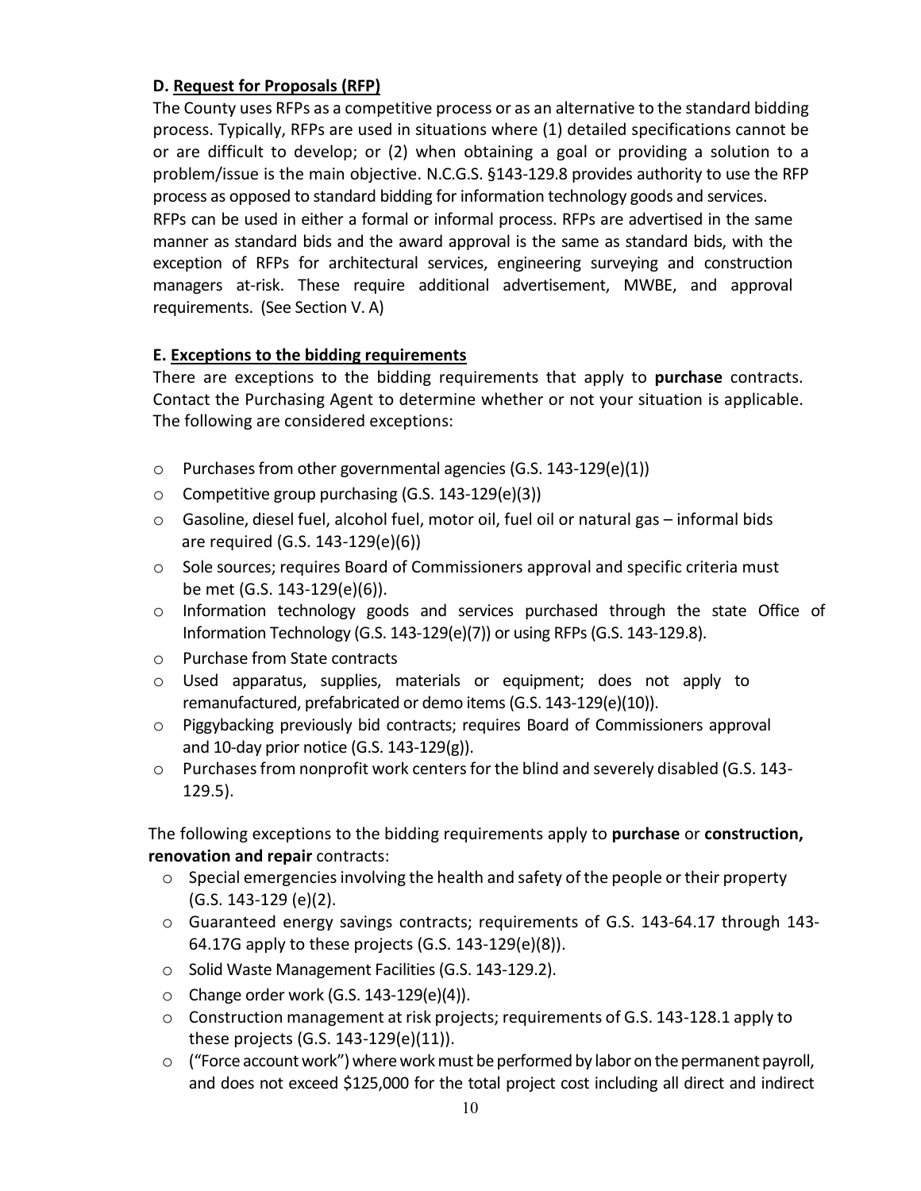**D. Request for Proposals (RFP)**

The County uses RFPs as a competitive process or as an alternative to the standard bidding process. Typically, RFPs are used in situations where (1) detailed specifications cannot be or are difficult to develop; or (2) when obtaining a goal or providing a solution to a problem/issue is the main objective. N.C.G.S. §143-129.8 provides authority to use the RFP process as opposed to standard bidding for information technology goods and services. RFPs can be used in either a formal or informal process. RFPs are advertised in the same manner as standard bids and the award approval is the same as standard bids, with the exception of RFPs for architectural services, engineering surveying and construction managers at-risk. These require additional advertisement, MWBE, and approval requirements. (See Section V. A)

**E. Exceptions to the bidding requirements**

There are exceptions to the bidding requirements that apply to **purchase** contracts. Contact the Purchasing Agent to determine whether or not your situation is applicable. The following are considered exceptions:

- Purchases from other governmental agencies (G.S. 143-129(e)(1))
- Competitive group purchasing (G.S. 143-129(e)(3))
- Gasoline, diesel fuel, alcohol fuel, motor oil, fuel oil or natural gas – informal bids are required (G.S. 143-129(e)(6))
- Sole sources; requires Board of Commissioners approval and specific criteria must be met (G.S. 143-129(e)(6)).
- Information technology goods and services purchased through the state Office of Information Technology (G.S. 143-129(e)(7)) or using RFPs (G.S. 143-129.8).
- Purchase from State contracts
- Used apparatus, supplies, materials or equipment; does not apply to remanufactured, prefabricated or demo items (G.S. 143-129(e)(10)).
- Piggybacking previously bid contracts; requires Board of Commissioners approval and 10-day prior notice (G.S. 143-129(g)).
- Purchases from nonprofit work centers for the blind and severely disabled (G.S. 143-129.5).

The following exceptions to the bidding requirements apply to **purchase** or **construction, renovation and repair** contracts:

- Special emergencies involving the health and safety of the people or their property (G.S. 143-129 (e)(2).
- Guaranteed energy savings contracts; requirements of G.S. 143-64.17 through 143-64.17G apply to these projects (G.S. 143-129(e)(8)).
- Solid Waste Management Facilities (G.S. 143-129.2).
- Change order work (G.S. 143-129(e)(4)).
- Construction management at risk projects; requirements of G.S. 143-128.1 apply to these projects (G.S. 143-129(e)(11)).
- ("Force account work") where work must be performed by labor on the permanent payroll, and does not exceed $125,000 for the total project cost including all direct and indirect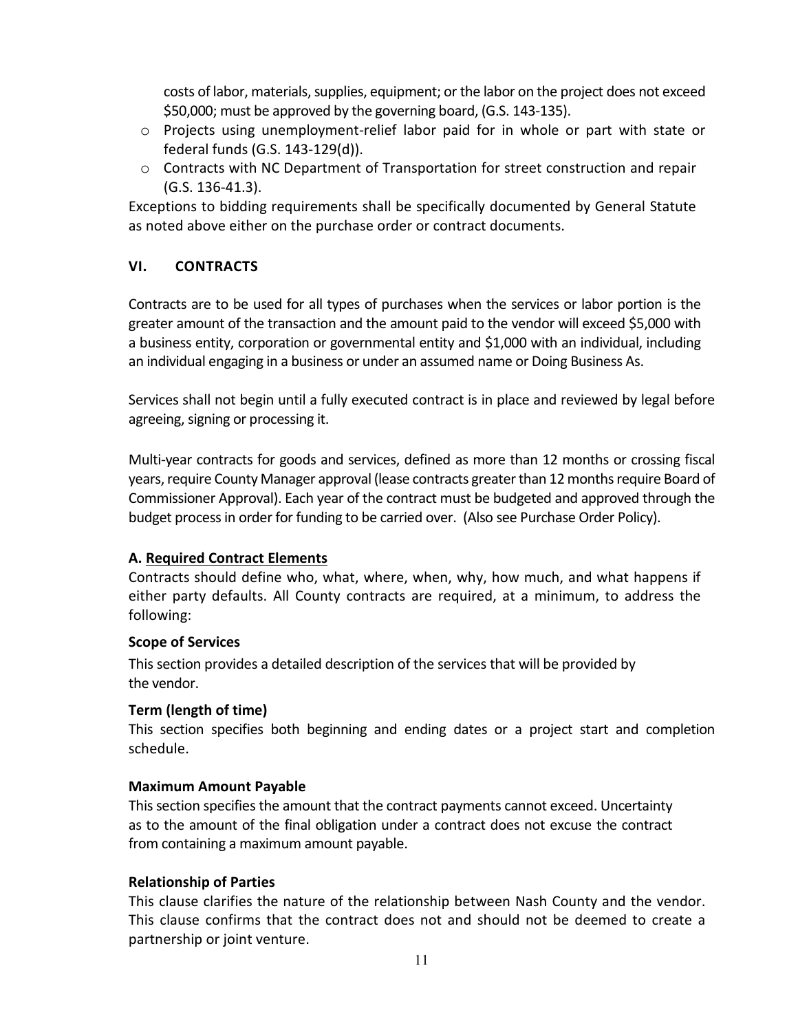costs of labor, materials, supplies, equipment; or the labor on the project does not exceed $50,000; must be approved by the governing board, (G.S. 143-135).

- Projects using unemployment-relief labor paid for in whole or part with state or federal funds (G.S. 143-129(d)).
- Contracts with NC Department of Transportation for street construction and repair (G.S. 136-41.3).

Exceptions to bidding requirements shall be specifically documented by General Statute as noted above either on the purchase order or contract documents.

## VI. CONTRACTS

Contracts are to be used for all types of purchases when the services or labor portion is the greater amount of the transaction and the amount paid to the vendor will exceed $5,000 with a business entity, corporation or governmental entity and $1,000 with an individual, including an individual engaging in a business or under an assumed name or Doing Business As.

Services shall not begin until a fully executed contract is in place and reviewed by legal before agreeing, signing or processing it.

Multi-year contracts for goods and services, defined as more than 12 months or crossing fiscal years, require County Manager approval (lease contracts greater than 12 months require Board of Commissioner Approval). Each year of the contract must be budgeted and approved through the budget process in order for funding to be carried over. (Also see Purchase Order Policy).

### A. Required Contract Elements

Contracts should define who, what, where, when, why, how much, and what happens if either party defaults. All County contracts are required, at a minimum, to address the following:

**Scope of Services**

This section provides a detailed description of the services that will be provided by the vendor.

**Term (length of time)**

This section specifies both beginning and ending dates or a project start and completion schedule.

**Maximum Amount Payable**

This section specifies the amount that the contract payments cannot exceed. Uncertainty as to the amount of the final obligation under a contract does not excuse the contract from containing a maximum amount payable.

**Relationship of Parties**

This clause clarifies the nature of the relationship between Nash County and the vendor. This clause confirms that the contract does not and should not be deemed to create a partnership or joint venture.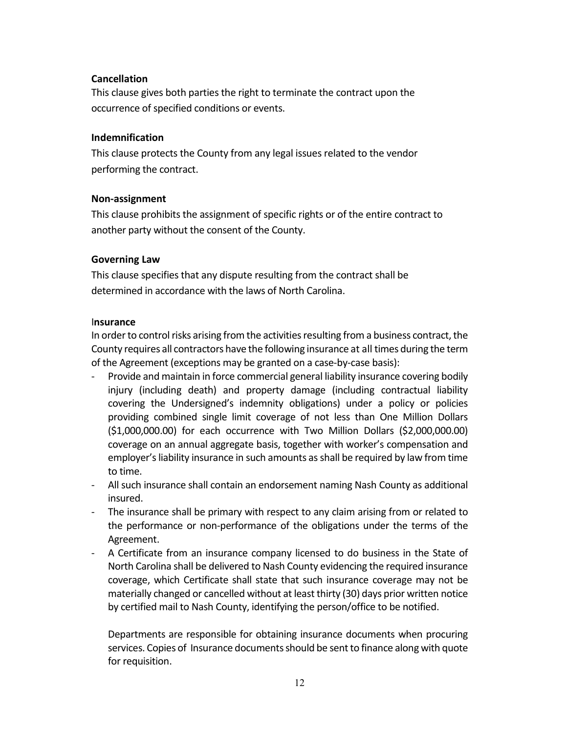**Cancellation**

This clause gives both parties the right to terminate the contract upon the occurrence of specified conditions or events.

**Indemnification**

This clause protects the County from any legal issues related to the vendor performing the contract.

**Non-assignment**

This clause prohibits the assignment of specific rights or of the entire contract to another party without the consent of the County.

**Governing Law**

This clause specifies that any dispute resulting from the contract shall be determined in accordance with the laws of North Carolina.

I**nsurance**

In order to control risks arising from the activities resulting from a business contract, the County requires all contractors have the following insurance at all times during the term of the Agreement (exceptions may be granted on a case-by-case basis):

- Provide and maintain in force commercial general liability insurance covering bodily injury (including death) and property damage (including contractual liability covering the Undersigned's indemnity obligations) under a policy or policies providing combined single limit coverage of not less than One Million Dollars ($1,000,000.00) for each occurrence with Two Million Dollars ($2,000,000.00) coverage on an annual aggregate basis, together with worker's compensation and employer's liability insurance in such amounts as shall be required by law from time to time.
- All such insurance shall contain an endorsement naming Nash County as additional insured.
- The insurance shall be primary with respect to any claim arising from or related to the performance or non-performance of the obligations under the terms of the Agreement.
- A Certificate from an insurance company licensed to do business in the State of North Carolina shall be delivered to Nash County evidencing the required insurance coverage, which Certificate shall state that such insurance coverage may not be materially changed or cancelled without at least thirty (30) days prior written notice by certified mail to Nash County, identifying the person/office to be notified.

  Departments are responsible for obtaining insurance documents when procuring services. Copies of Insurance documents should be sent to finance along with quote for requisition.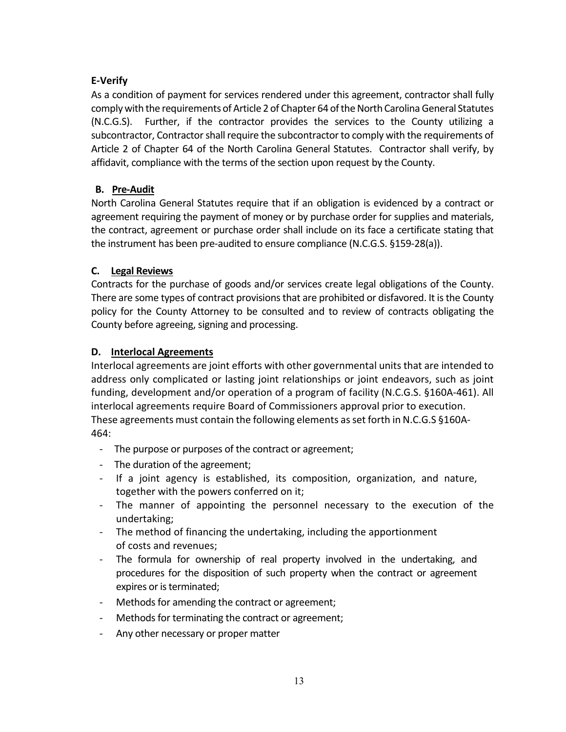**E-Verify**

As a condition of payment for services rendered under this agreement, contractor shall fully comply with the requirements of Article 2 of Chapter 64 of the North Carolina General Statutes (N.C.G.S). Further, if the contractor provides the services to the County utilizing a subcontractor, Contractor shall require the subcontractor to comply with the requirements of Article 2 of Chapter 64 of the North Carolina General Statutes. Contractor shall verify, by affidavit, compliance with the terms of the section upon request by the County.

**B. Pre-Audit**

North Carolina General Statutes require that if an obligation is evidenced by a contract or agreement requiring the payment of money or by purchase order for supplies and materials, the contract, agreement or purchase order shall include on its face a certificate stating that the instrument has been pre-audited to ensure compliance (N.C.G.S. §159-28(a)).

**C. Legal Reviews**

Contracts for the purchase of goods and/or services create legal obligations of the County. There are some types of contract provisions that are prohibited or disfavored. It is the County policy for the County Attorney to be consulted and to review of contracts obligating the County before agreeing, signing and processing.

**D. Interlocal Agreements**

Interlocal agreements are joint efforts with other governmental units that are intended to address only complicated or lasting joint relationships or joint endeavors, such as joint funding, development and/or operation of a program of facility (N.C.G.S. §160A-461). All interlocal agreements require Board of Commissioners approval prior to execution. These agreements must contain the following elements as set forth in N.C.G.S §160A-464:

- The purpose or purposes of the contract or agreement;
- The duration of the agreement;
- If a joint agency is established, its composition, organization, and nature, together with the powers conferred on it;
- The manner of appointing the personnel necessary to the execution of the undertaking;
- The method of financing the undertaking, including the apportionment of costs and revenues;
- The formula for ownership of real property involved in the undertaking, and procedures for the disposition of such property when the contract or agreement expires or is terminated;
- Methods for amending the contract or agreement;
- Methods for terminating the contract or agreement;
- Any other necessary or proper matter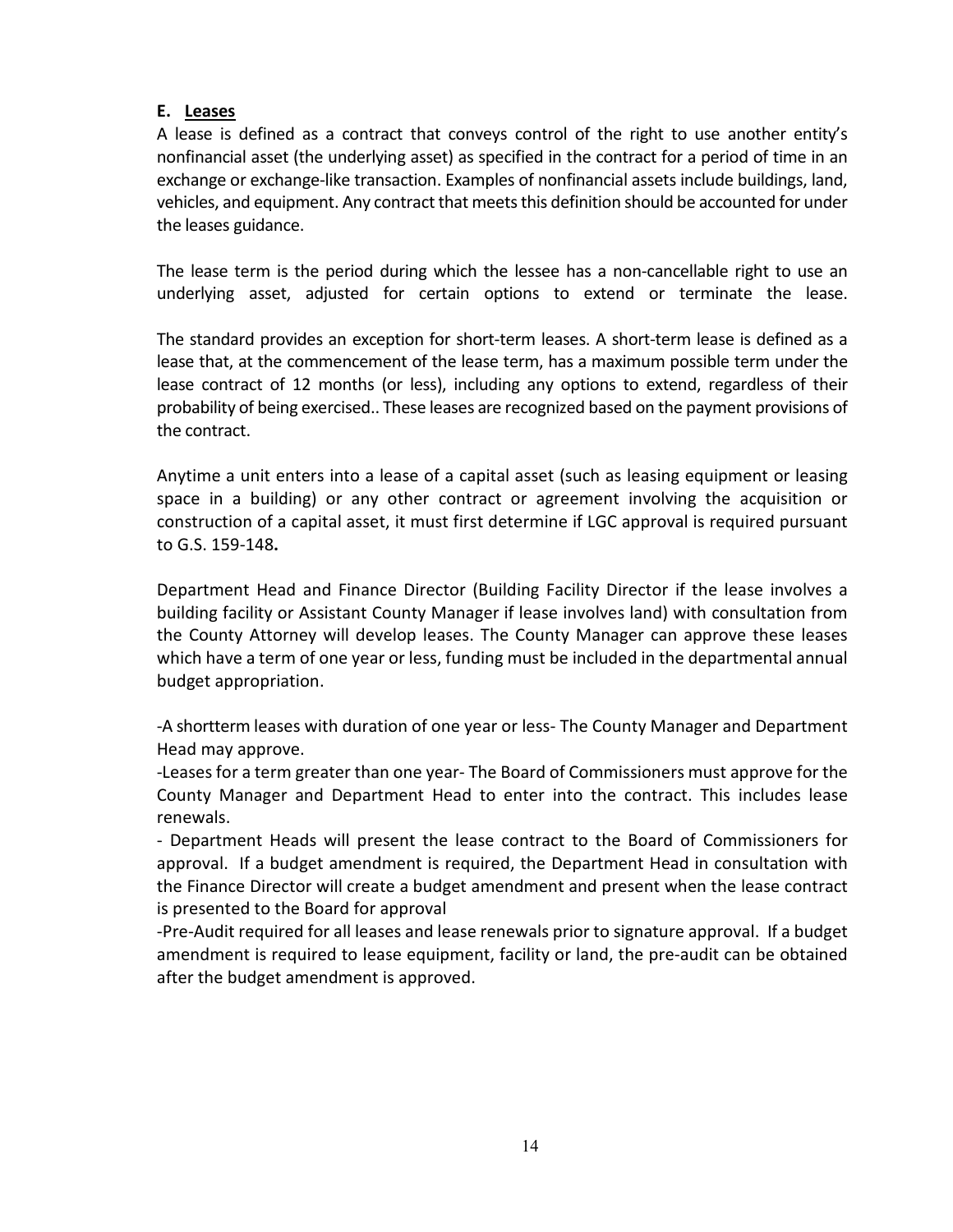**E. Leases**

A lease is defined as a contract that conveys control of the right to use another entity's nonfinancial asset (the underlying asset) as specified in the contract for a period of time in an exchange or exchange-like transaction. Examples of nonfinancial assets include buildings, land, vehicles, and equipment. Any contract that meets this definition should be accounted for under the leases guidance.

The lease term is the period during which the lessee has a non-cancellable right to use an underlying asset, adjusted for certain options to extend or terminate the lease.

The standard provides an exception for short-term leases. A short-term lease is defined as a lease that, at the commencement of the lease term, has a maximum possible term under the lease contract of 12 months (or less), including any options to extend, regardless of their probability of being exercised.. These leases are recognized based on the payment provisions of the contract.

Anytime a unit enters into a lease of a capital asset (such as leasing equipment or leasing space in a building) or any other contract or agreement involving the acquisition or construction of a capital asset, it must first determine if LGC approval is required pursuant to G.S. 159-148**.**

Department Head and Finance Director (Building Facility Director if the lease involves a building facility or Assistant County Manager if lease involves land) with consultation from the County Attorney will develop leases. The County Manager can approve these leases which have a term of one year or less, funding must be included in the departmental annual budget appropriation.

-A shortterm leases with duration of one year or less- The County Manager and Department Head may approve.

-Leases for a term greater than one year- The Board of Commissioners must approve for the County Manager and Department Head to enter into the contract. This includes lease renewals.

- Department Heads will present the lease contract to the Board of Commissioners for approval. If a budget amendment is required, the Department Head in consultation with the Finance Director will create a budget amendment and present when the lease contract is presented to the Board for approval

-Pre-Audit required for all leases and lease renewals prior to signature approval. If a budget amendment is required to lease equipment, facility or land, the pre-audit can be obtained after the budget amendment is approved.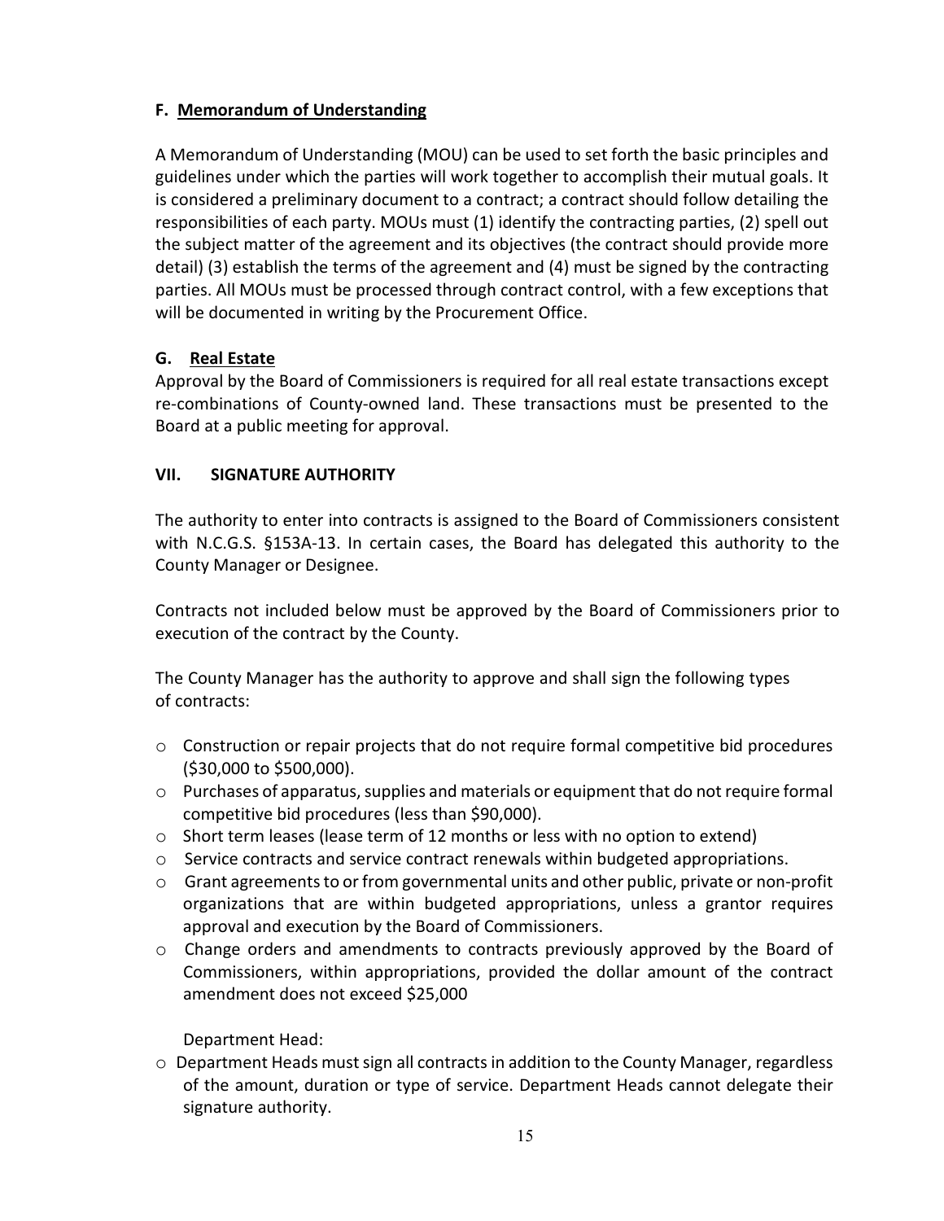### F. Memorandum of Understanding

A Memorandum of Understanding (MOU) can be used to set forth the basic principles and guidelines under which the parties will work together to accomplish their mutual goals. It is considered a preliminary document to a contract; a contract should follow detailing the responsibilities of each party. MOUs must (1) identify the contracting parties, (2) spell out the subject matter of the agreement and its objectives (the contract should provide more detail) (3) establish the terms of the agreement and (4) must be signed by the contracting parties. All MOUs must be processed through contract control, with a few exceptions that will be documented in writing by the Procurement Office.

### G. Real Estate

Approval by the Board of Commissioners is required for all real estate transactions except re-combinations of County-owned land. These transactions must be presented to the Board at a public meeting for approval.

## VII. SIGNATURE AUTHORITY

The authority to enter into contracts is assigned to the Board of Commissioners consistent with N.C.G.S. §153A-13. In certain cases, the Board has delegated this authority to the County Manager or Designee.

Contracts not included below must be approved by the Board of Commissioners prior to execution of the contract by the County.

The County Manager has the authority to approve and shall sign the following types of contracts:

- Construction or repair projects that do not require formal competitive bid procedures ($30,000 to $500,000).
- Purchases of apparatus, supplies and materials or equipment that do not require formal competitive bid procedures (less than $90,000).
- Short term leases (lease term of 12 months or less with no option to extend)
- Service contracts and service contract renewals within budgeted appropriations.
- Grant agreements to or from governmental units and other public, private or non-profit organizations that are within budgeted appropriations, unless a grantor requires approval and execution by the Board of Commissioners.
- Change orders and amendments to contracts previously approved by the Board of Commissioners, within appropriations, provided the dollar amount of the contract amendment does not exceed $25,000

Department Head:

- Department Heads must sign all contracts in addition to the County Manager, regardless of the amount, duration or type of service. Department Heads cannot delegate their signature authority.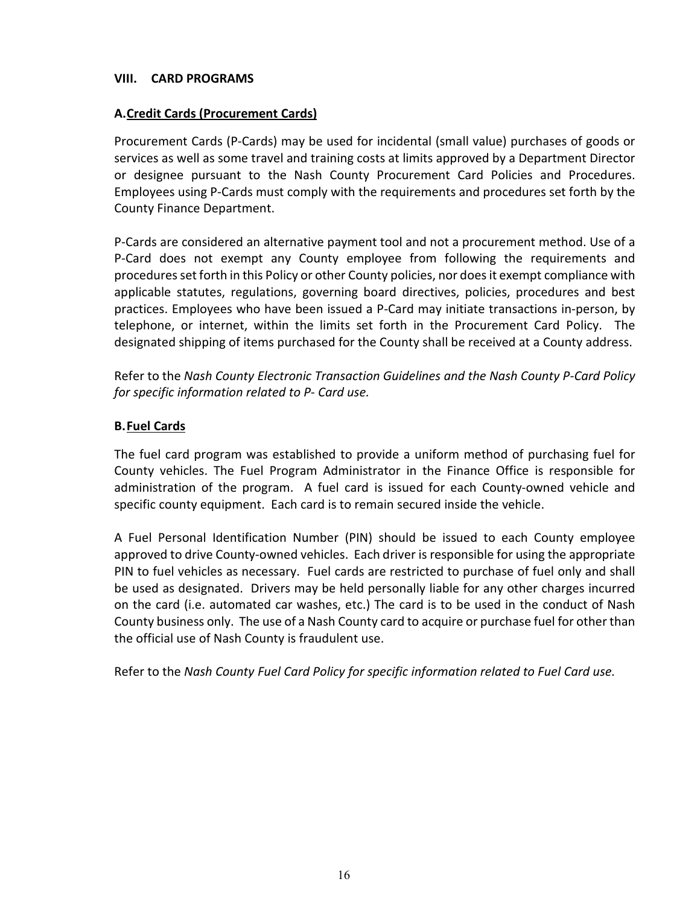## VIII. CARD PROGRAMS

### A. Credit Cards (Procurement Cards)

Procurement Cards (P-Cards) may be used for incidental (small value) purchases of goods or services as well as some travel and training costs at limits approved by a Department Director or designee pursuant to the Nash County Procurement Card Policies and Procedures. Employees using P-Cards must comply with the requirements and procedures set forth by the County Finance Department.

P-Cards are considered an alternative payment tool and not a procurement method. Use of a P-Card does not exempt any County employee from following the requirements and procedures set forth in this Policy or other County policies, nor does it exempt compliance with applicable statutes, regulations, governing board directives, policies, procedures and best practices. Employees who have been issued a P-Card may initiate transactions in-person, by telephone, or internet, within the limits set forth in the Procurement Card Policy. The designated shipping of items purchased for the County shall be received at a County address.

Refer to the *Nash County Electronic Transaction Guidelines and the Nash County P-Card Policy for specific information related to P- Card use.*

### B. Fuel Cards

The fuel card program was established to provide a uniform method of purchasing fuel for County vehicles. The Fuel Program Administrator in the Finance Office is responsible for administration of the program. A fuel card is issued for each County-owned vehicle and specific county equipment. Each card is to remain secured inside the vehicle.

A Fuel Personal Identification Number (PIN) should be issued to each County employee approved to drive County-owned vehicles. Each driver is responsible for using the appropriate PIN to fuel vehicles as necessary. Fuel cards are restricted to purchase of fuel only and shall be used as designated. Drivers may be held personally liable for any other charges incurred on the card (i.e. automated car washes, etc.) The card is to be used in the conduct of Nash County business only. The use of a Nash County card to acquire or purchase fuel for other than the official use of Nash County is fraudulent use.

Refer to the *Nash County Fuel Card Policy for specific information related to Fuel Card use.*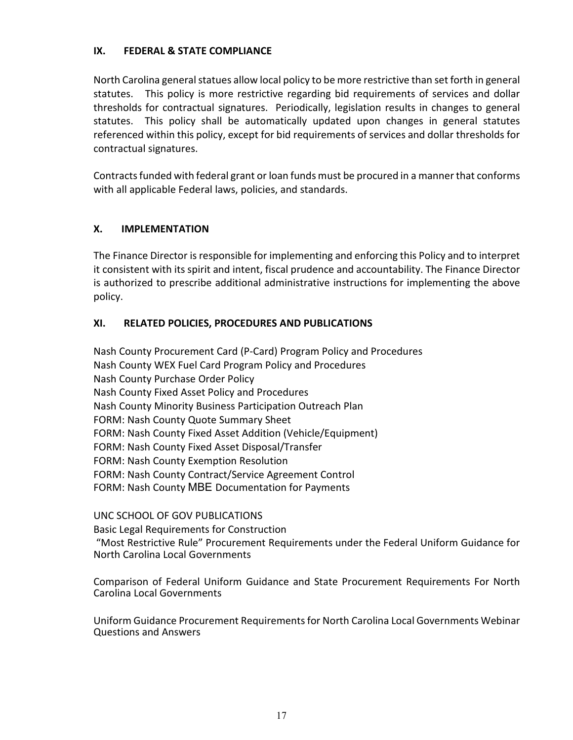## IX. FEDERAL & STATE COMPLIANCE

North Carolina general statues allow local policy to be more restrictive than set forth in general statutes. This policy is more restrictive regarding bid requirements of services and dollar thresholds for contractual signatures. Periodically, legislation results in changes to general statutes. This policy shall be automatically updated upon changes in general statutes referenced within this policy, except for bid requirements of services and dollar thresholds for contractual signatures.

Contracts funded with federal grant or loan funds must be procured in a manner that conforms with all applicable Federal laws, policies, and standards.

## X. IMPLEMENTATION

The Finance Director is responsible for implementing and enforcing this Policy and to interpret it consistent with its spirit and intent, fiscal prudence and accountability. The Finance Director is authorized to prescribe additional administrative instructions for implementing the above policy.

## XI. RELATED POLICIES, PROCEDURES AND PUBLICATIONS

Nash County Procurement Card (P-Card) Program Policy and Procedures
Nash County WEX Fuel Card Program Policy and Procedures
Nash County Purchase Order Policy
Nash County Fixed Asset Policy and Procedures
Nash County Minority Business Participation Outreach Plan
FORM: Nash County Quote Summary Sheet
FORM: Nash County Fixed Asset Addition (Vehicle/Equipment)
FORM: Nash County Fixed Asset Disposal/Transfer
FORM: Nash County Exemption Resolution
FORM: Nash County Contract/Service Agreement Control
FORM: Nash County MBE Documentation for Payments

UNC SCHOOL OF GOV PUBLICATIONS
Basic Legal Requirements for Construction
"Most Restrictive Rule" Procurement Requirements under the Federal Uniform Guidance for North Carolina Local Governments

Comparison of Federal Uniform Guidance and State Procurement Requirements For North Carolina Local Governments

Uniform Guidance Procurement Requirements for North Carolina Local Governments Webinar Questions and Answers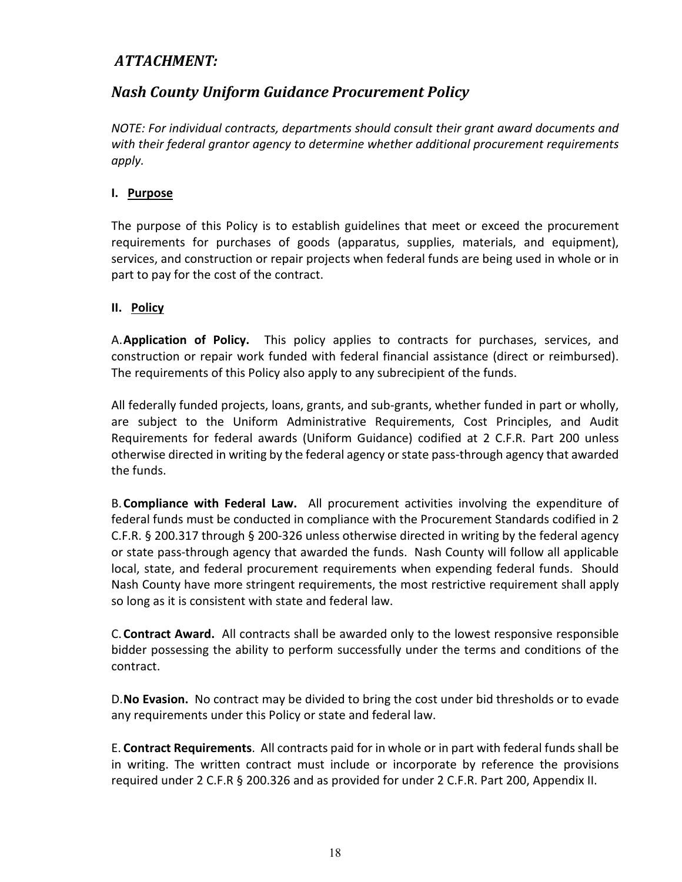## *ATTACHMENT:*

## *Nash County Uniform Guidance Procurement Policy*

*NOTE: For individual contracts, departments should consult their grant award documents and with their federal grantor agency to determine whether additional procurement requirements apply.*

### I. Purpose

The purpose of this Policy is to establish guidelines that meet or exceed the procurement requirements for purchases of goods (apparatus, supplies, materials, and equipment), services, and construction or repair projects when federal funds are being used in whole or in part to pay for the cost of the contract.

### II. Policy

A. **Application of Policy.** This policy applies to contracts for purchases, services, and construction or repair work funded with federal financial assistance (direct or reimbursed). The requirements of this Policy also apply to any subrecipient of the funds.

All federally funded projects, loans, grants, and sub-grants, whether funded in part or wholly, are subject to the Uniform Administrative Requirements, Cost Principles, and Audit Requirements for federal awards (Uniform Guidance) codified at 2 C.F.R. Part 200 unless otherwise directed in writing by the federal agency or state pass-through agency that awarded the funds.

B. **Compliance with Federal Law.** All procurement activities involving the expenditure of federal funds must be conducted in compliance with the Procurement Standards codified in 2 C.F.R. § 200.317 through § 200-326 unless otherwise directed in writing by the federal agency or state pass-through agency that awarded the funds. Nash County will follow all applicable local, state, and federal procurement requirements when expending federal funds. Should Nash County have more stringent requirements, the most restrictive requirement shall apply so long as it is consistent with state and federal law.

C. **Contract Award.** All contracts shall be awarded only to the lowest responsive responsible bidder possessing the ability to perform successfully under the terms and conditions of the contract.

D. **No Evasion.** No contract may be divided to bring the cost under bid thresholds or to evade any requirements under this Policy or state and federal law.

E. **Contract Requirements**. All contracts paid for in whole or in part with federal funds shall be in writing. The written contract must include or incorporate by reference the provisions required under 2 C.F.R § 200.326 and as provided for under 2 C.F.R. Part 200, Appendix II.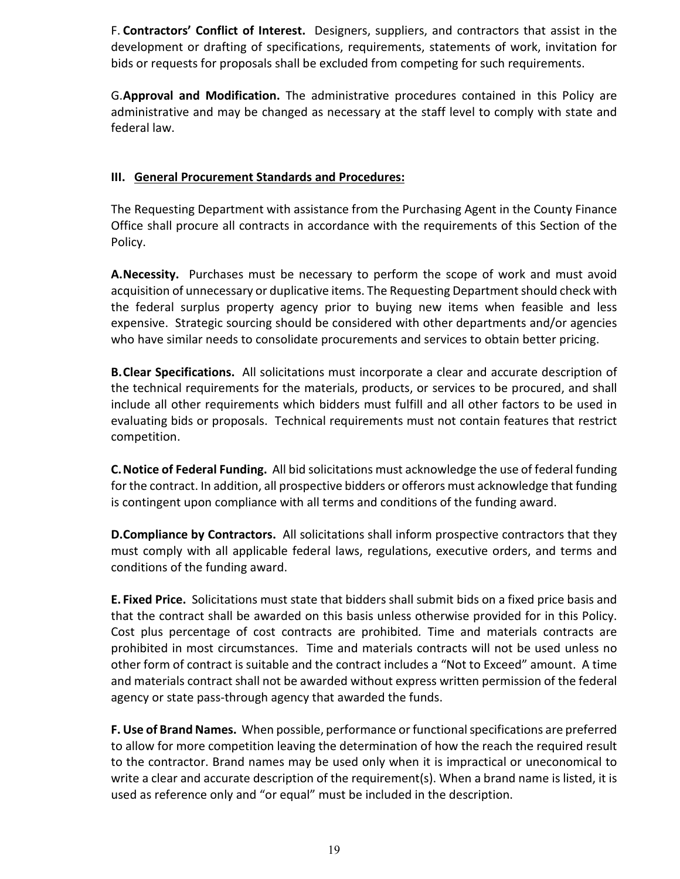F. **Contractors' Conflict of Interest.** Designers, suppliers, and contractors that assist in the development or drafting of specifications, requirements, statements of work, invitation for bids or requests for proposals shall be excluded from competing for such requirements.

G.**Approval and Modification.** The administrative procedures contained in this Policy are administrative and may be changed as necessary at the staff level to comply with state and federal law.

## III. General Procurement Standards and Procedures:

The Requesting Department with assistance from the Purchasing Agent in the County Finance Office shall procure all contracts in accordance with the requirements of this Section of the Policy.

**A.Necessity.** Purchases must be necessary to perform the scope of work and must avoid acquisition of unnecessary or duplicative items. The Requesting Department should check with the federal surplus property agency prior to buying new items when feasible and less expensive. Strategic sourcing should be considered with other departments and/or agencies who have similar needs to consolidate procurements and services to obtain better pricing.

**B.Clear Specifications.** All solicitations must incorporate a clear and accurate description of the technical requirements for the materials, products, or services to be procured, and shall include all other requirements which bidders must fulfill and all other factors to be used in evaluating bids or proposals. Technical requirements must not contain features that restrict competition.

**C.Notice of Federal Funding.** All bid solicitations must acknowledge the use of federal funding for the contract. In addition, all prospective bidders or offerors must acknowledge that funding is contingent upon compliance with all terms and conditions of the funding award.

**D.Compliance by Contractors.** All solicitations shall inform prospective contractors that they must comply with all applicable federal laws, regulations, executive orders, and terms and conditions of the funding award.

**E. Fixed Price.** Solicitations must state that bidders shall submit bids on a fixed price basis and that the contract shall be awarded on this basis unless otherwise provided for in this Policy. Cost plus percentage of cost contracts are prohibited. Time and materials contracts are prohibited in most circumstances. Time and materials contracts will not be used unless no other form of contract is suitable and the contract includes a "Not to Exceed" amount. A time and materials contract shall not be awarded without express written permission of the federal agency or state pass-through agency that awarded the funds.

**F. Use of Brand Names.** When possible, performance or functional specifications are preferred to allow for more competition leaving the determination of how the reach the required result to the contractor. Brand names may be used only when it is impractical or uneconomical to write a clear and accurate description of the requirement(s). When a brand name is listed, it is used as reference only and "or equal" must be included in the description.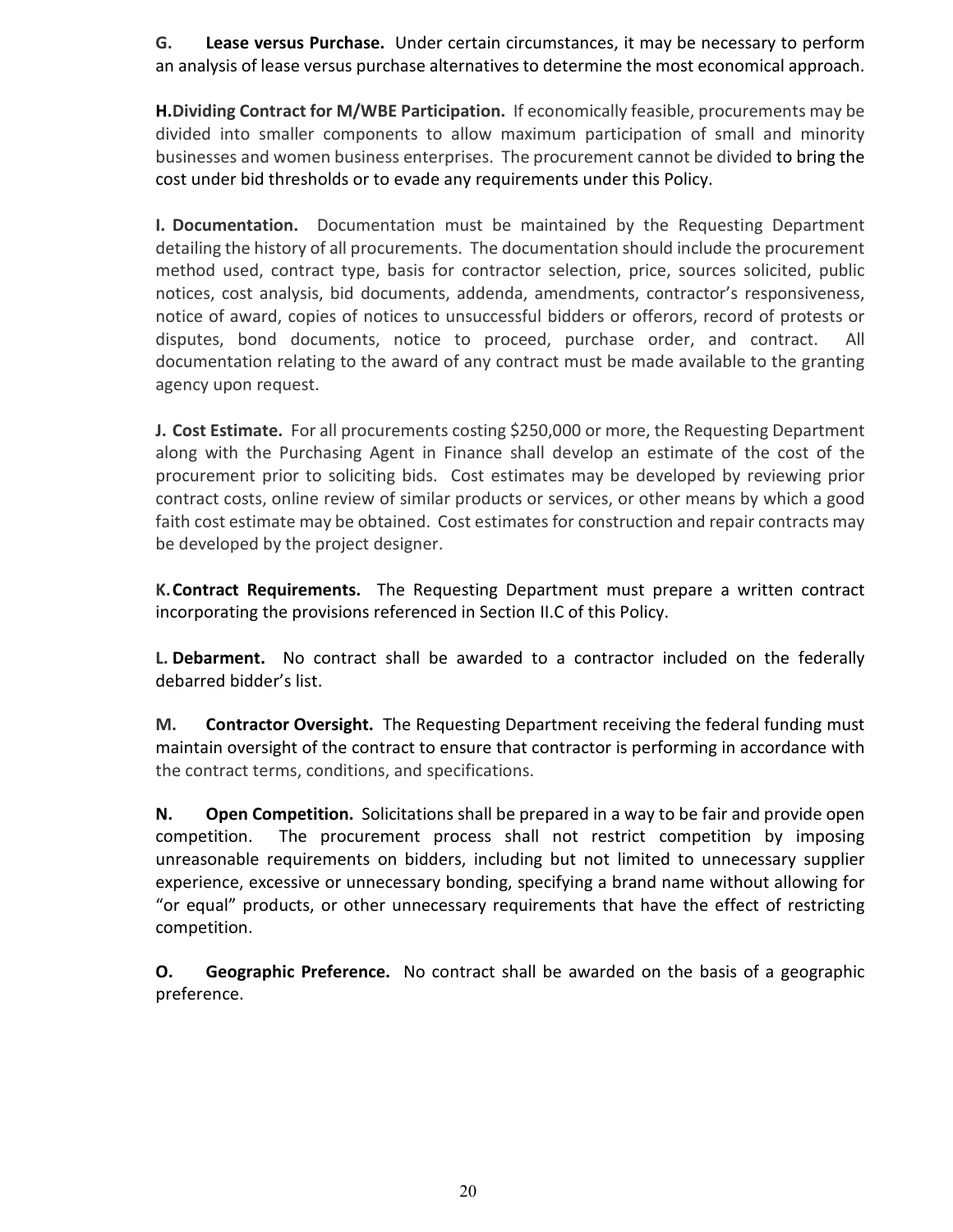**G. Lease versus Purchase.** Under certain circumstances, it may be necessary to perform an analysis of lease versus purchase alternatives to determine the most economical approach.

**H.Dividing Contract for M/WBE Participation.** If economically feasible, procurements may be divided into smaller components to allow maximum participation of small and minority businesses and women business enterprises. The procurement cannot be divided to bring the cost under bid thresholds or to evade any requirements under this Policy.

**I. Documentation.** Documentation must be maintained by the Requesting Department detailing the history of all procurements. The documentation should include the procurement method used, contract type, basis for contractor selection, price, sources solicited, public notices, cost analysis, bid documents, addenda, amendments, contractor's responsiveness, notice of award, copies of notices to unsuccessful bidders or offerors, record of protests or disputes, bond documents, notice to proceed, purchase order, and contract. All documentation relating to the award of any contract must be made available to the granting agency upon request.

**J. Cost Estimate.** For all procurements costing $250,000 or more, the Requesting Department along with the Purchasing Agent in Finance shall develop an estimate of the cost of the procurement prior to soliciting bids. Cost estimates may be developed by reviewing prior contract costs, online review of similar products or services, or other means by which a good faith cost estimate may be obtained. Cost estimates for construction and repair contracts may be developed by the project designer.

**K. Contract Requirements.** The Requesting Department must prepare a written contract incorporating the provisions referenced in Section II.C of this Policy.

**L. Debarment.** No contract shall be awarded to a contractor included on the federally debarred bidder's list.

**M. Contractor Oversight.** The Requesting Department receiving the federal funding must maintain oversight of the contract to ensure that contractor is performing in accordance with the contract terms, conditions, and specifications.

**N. Open Competition.** Solicitations shall be prepared in a way to be fair and provide open competition. The procurement process shall not restrict competition by imposing unreasonable requirements on bidders, including but not limited to unnecessary supplier experience, excessive or unnecessary bonding, specifying a brand name without allowing for "or equal" products, or other unnecessary requirements that have the effect of restricting competition.

**O. Geographic Preference.** No contract shall be awarded on the basis of a geographic preference.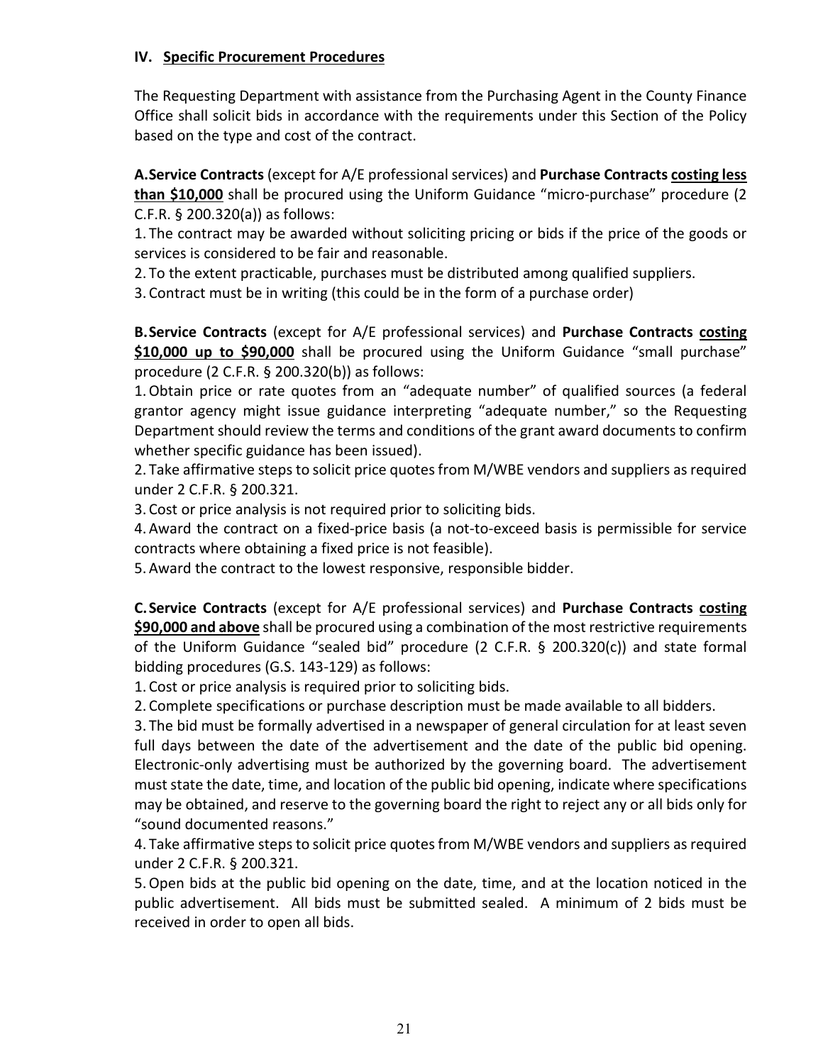### IV. <u>Specific Procurement Procedures</u>

The Requesting Department with assistance from the Purchasing Agent in the County Finance Office shall solicit bids in accordance with the requirements under this Section of the Policy based on the type and cost of the contract.

**A. Service Contracts** (except for A/E professional services) and **Purchase Contracts <u>costing less than $10,000</u>** shall be procured using the Uniform Guidance "micro-purchase" procedure (2 C.F.R. § 200.320(a)) as follows:

1. The contract may be awarded without soliciting pricing or bids if the price of the goods or services is considered to be fair and reasonable.
2. To the extent practicable, purchases must be distributed among qualified suppliers.
3. Contract must be in writing (this could be in the form of a purchase order)

**B. Service Contracts** (except for A/E professional services) and **Purchase Contracts <u>costing $10,000 up to $90,000</u>** shall be procured using the Uniform Guidance "small purchase" procedure (2 C.F.R. § 200.320(b)) as follows:

1. Obtain price or rate quotes from an "adequate number" of qualified sources (a federal grantor agency might issue guidance interpreting "adequate number," so the Requesting Department should review the terms and conditions of the grant award documents to confirm whether specific guidance has been issued).
2. Take affirmative steps to solicit price quotes from M/WBE vendors and suppliers as required under 2 C.F.R. § 200.321.
3. Cost or price analysis is not required prior to soliciting bids.
4. Award the contract on a fixed-price basis (a not-to-exceed basis is permissible for service contracts where obtaining a fixed price is not feasible).
5. Award the contract to the lowest responsive, responsible bidder.

**C. Service Contracts** (except for A/E professional services) and **Purchase Contracts <u>costing $90,000 and above</u>** shall be procured using a combination of the most restrictive requirements of the Uniform Guidance "sealed bid" procedure (2 C.F.R. § 200.320(c)) and state formal bidding procedures (G.S. 143-129) as follows:

1. Cost or price analysis is required prior to soliciting bids.
2. Complete specifications or purchase description must be made available to all bidders.
3. The bid must be formally advertised in a newspaper of general circulation for at least seven full days between the date of the advertisement and the date of the public bid opening. Electronic-only advertising must be authorized by the governing board. The advertisement must state the date, time, and location of the public bid opening, indicate where specifications may be obtained, and reserve to the governing board the right to reject any or all bids only for "sound documented reasons."
4. Take affirmative steps to solicit price quotes from M/WBE vendors and suppliers as required under 2 C.F.R. § 200.321.
5. Open bids at the public bid opening on the date, time, and at the location noticed in the public advertisement. All bids must be submitted sealed. A minimum of 2 bids must be received in order to open all bids.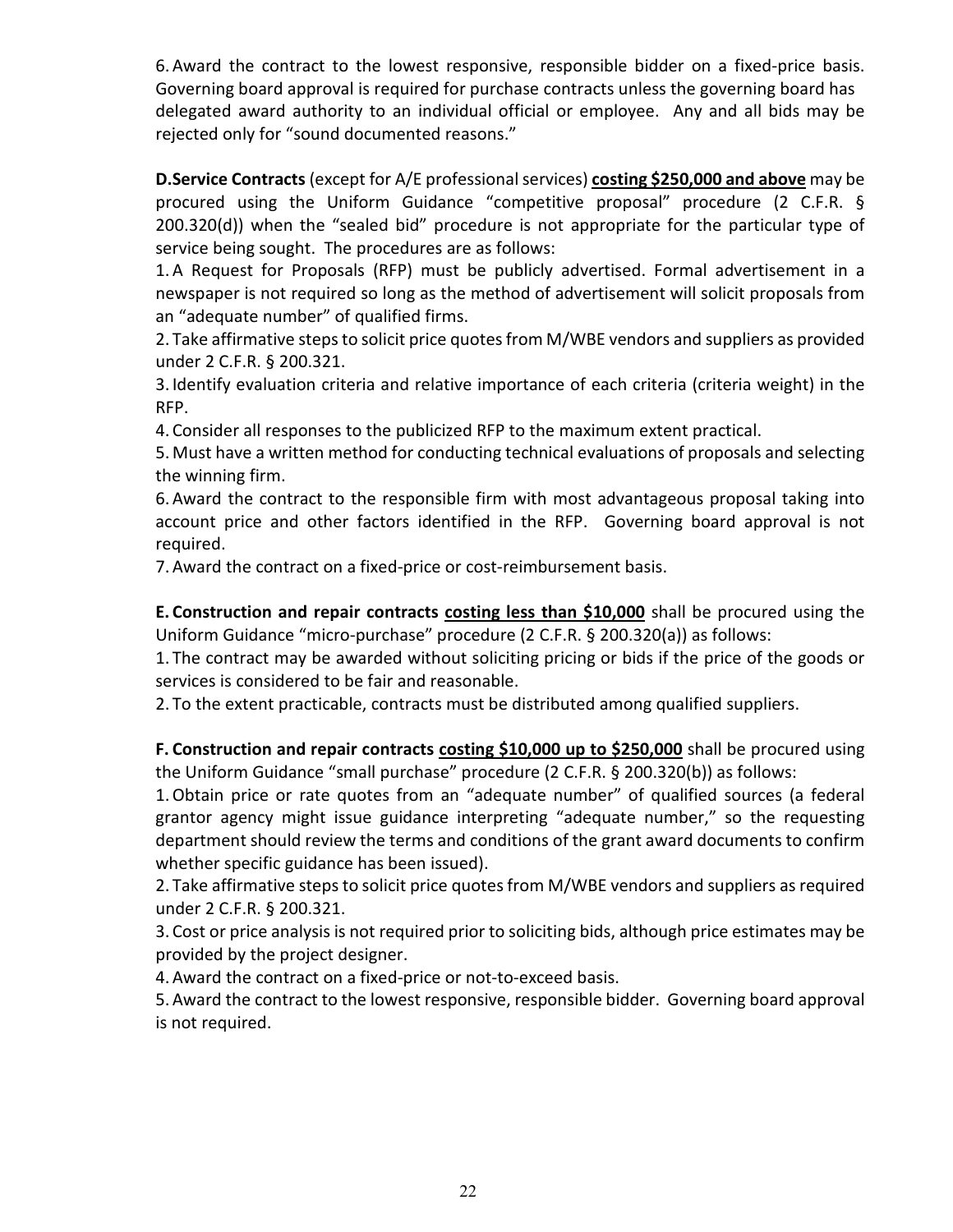6. Award the contract to the lowest responsive, responsible bidder on a fixed-price basis. Governing board approval is required for purchase contracts unless the governing board has delegated award authority to an individual official or employee. Any and all bids may be rejected only for "sound documented reasons."

**D. Service Contracts** (except for A/E professional services) **costing $250,000 and above** may be procured using the Uniform Guidance "competitive proposal" procedure (2 C.F.R. § 200.320(d)) when the "sealed bid" procedure is not appropriate for the particular type of service being sought. The procedures are as follows:

1. A Request for Proposals (RFP) must be publicly advertised. Formal advertisement in a newspaper is not required so long as the method of advertisement will solicit proposals from an "adequate number" of qualified firms.
2. Take affirmative steps to solicit price quotes from M/WBE vendors and suppliers as provided under 2 C.F.R. § 200.321.
3. Identify evaluation criteria and relative importance of each criteria (criteria weight) in the RFP.
4. Consider all responses to the publicized RFP to the maximum extent practical.
5. Must have a written method for conducting technical evaluations of proposals and selecting the winning firm.
6. Award the contract to the responsible firm with most advantageous proposal taking into account price and other factors identified in the RFP. Governing board approval is not required.
7. Award the contract on a fixed-price or cost-reimbursement basis.

**E. Construction and repair contracts costing less than $10,000** shall be procured using the Uniform Guidance "micro-purchase" procedure (2 C.F.R. § 200.320(a)) as follows:

1. The contract may be awarded without soliciting pricing or bids if the price of the goods or services is considered to be fair and reasonable.
2. To the extent practicable, contracts must be distributed among qualified suppliers.

**F. Construction and repair contracts costing $10,000 up to $250,000** shall be procured using the Uniform Guidance "small purchase" procedure (2 C.F.R. § 200.320(b)) as follows:

1. Obtain price or rate quotes from an "adequate number" of qualified sources (a federal grantor agency might issue guidance interpreting "adequate number," so the requesting department should review the terms and conditions of the grant award documents to confirm whether specific guidance has been issued).
2. Take affirmative steps to solicit price quotes from M/WBE vendors and suppliers as required under 2 C.F.R. § 200.321.
3. Cost or price analysis is not required prior to soliciting bids, although price estimates may be provided by the project designer.
4. Award the contract on a fixed-price or not-to-exceed basis.
5. Award the contract to the lowest responsive, responsible bidder. Governing board approval is not required.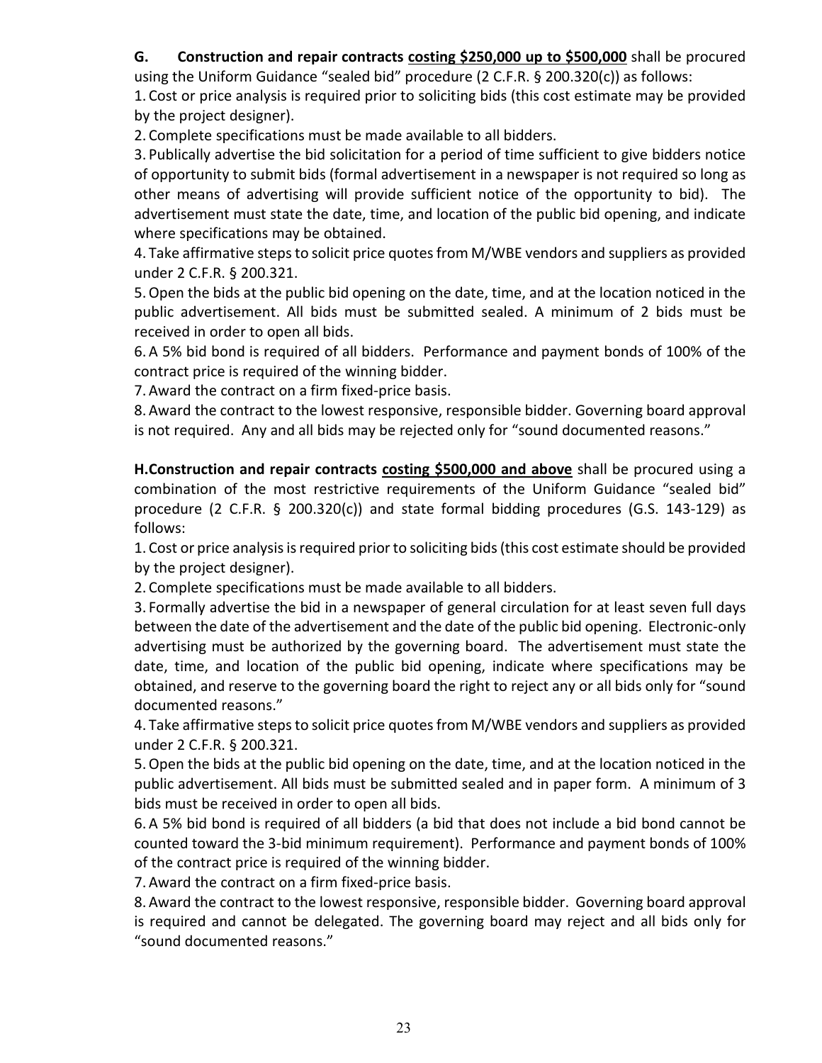**G. Construction and repair contracts <u>costing $250,000 up to $500,000</u>** shall be procured using the Uniform Guidance "sealed bid" procedure (2 C.F.R. § 200.320(c)) as follows:

1. Cost or price analysis is required prior to soliciting bids (this cost estimate may be provided by the project designer).
2. Complete specifications must be made available to all bidders.
3. Publically advertise the bid solicitation for a period of time sufficient to give bidders notice of opportunity to submit bids (formal advertisement in a newspaper is not required so long as other means of advertising will provide sufficient notice of the opportunity to bid). The advertisement must state the date, time, and location of the public bid opening, and indicate where specifications may be obtained.
4. Take affirmative steps to solicit price quotes from M/WBE vendors and suppliers as provided under 2 C.F.R. § 200.321.
5. Open the bids at the public bid opening on the date, time, and at the location noticed in the public advertisement. All bids must be submitted sealed. A minimum of 2 bids must be received in order to open all bids.
6. A 5% bid bond is required of all bidders. Performance and payment bonds of 100% of the contract price is required of the winning bidder.
7. Award the contract on a firm fixed-price basis.
8. Award the contract to the lowest responsive, responsible bidder. Governing board approval is not required. Any and all bids may be rejected only for "sound documented reasons."

**H. Construction and repair contracts <u>costing $500,000 and above</u>** shall be procured using a combination of the most restrictive requirements of the Uniform Guidance "sealed bid" procedure (2 C.F.R. § 200.320(c)) and state formal bidding procedures (G.S. 143-129) as follows:

1. Cost or price analysis is required prior to soliciting bids (this cost estimate should be provided by the project designer).
2. Complete specifications must be made available to all bidders.
3. Formally advertise the bid in a newspaper of general circulation for at least seven full days between the date of the advertisement and the date of the public bid opening. Electronic-only advertising must be authorized by the governing board. The advertisement must state the date, time, and location of the public bid opening, indicate where specifications may be obtained, and reserve to the governing board the right to reject any or all bids only for "sound documented reasons."
4. Take affirmative steps to solicit price quotes from M/WBE vendors and suppliers as provided under 2 C.F.R. § 200.321.
5. Open the bids at the public bid opening on the date, time, and at the location noticed in the public advertisement. All bids must be submitted sealed and in paper form. A minimum of 3 bids must be received in order to open all bids.
6. A 5% bid bond is required of all bidders (a bid that does not include a bid bond cannot be counted toward the 3-bid minimum requirement). Performance and payment bonds of 100% of the contract price is required of the winning bidder.
7. Award the contract on a firm fixed-price basis.
8. Award the contract to the lowest responsive, responsible bidder. Governing board approval is required and cannot be delegated. The governing board may reject and all bids only for "sound documented reasons."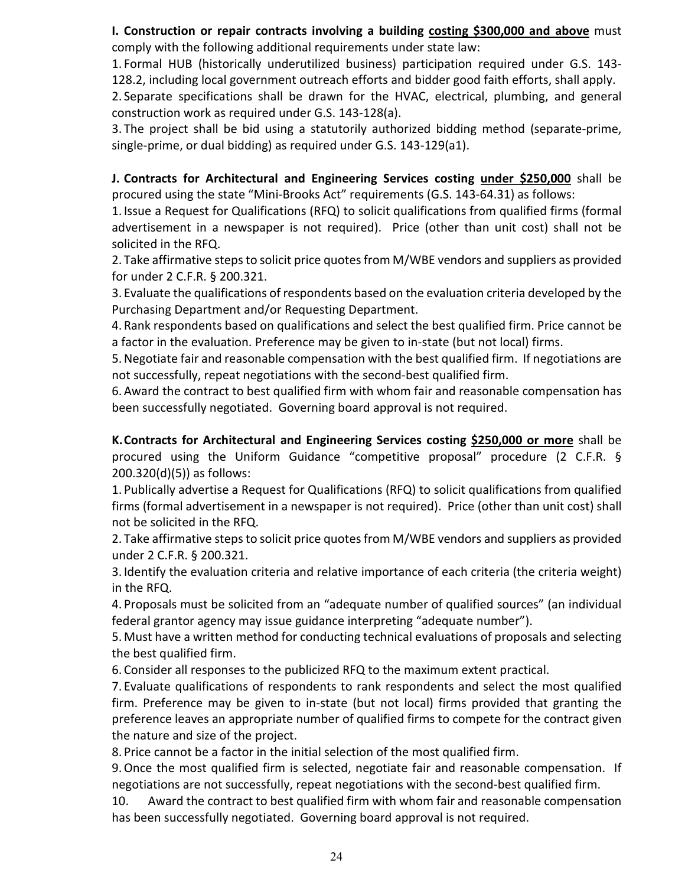**I. Construction or repair contracts involving a building <u>costing \$300,000 and above</u>** must comply with the following additional requirements under state law:

1. Formal HUB (historically underutilized business) participation required under G.S. 143-128.2, including local government outreach efforts and bidder good faith efforts, shall apply.
2. Separate specifications shall be drawn for the HVAC, electrical, plumbing, and general construction work as required under G.S. 143-128(a).
3. The project shall be bid using a statutorily authorized bidding method (separate-prime, single-prime, or dual bidding) as required under G.S. 143-129(a1).

**J. Contracts for Architectural and Engineering Services costing <u>under \$250,000</u>** shall be procured using the state "Mini-Brooks Act" requirements (G.S. 143-64.31) as follows:

1. Issue a Request for Qualifications (RFQ) to solicit qualifications from qualified firms (formal advertisement in a newspaper is not required). Price (other than unit cost) shall not be solicited in the RFQ.
2. Take affirmative steps to solicit price quotes from M/WBE vendors and suppliers as provided for under 2 C.F.R. § 200.321.
3. Evaluate the qualifications of respondents based on the evaluation criteria developed by the Purchasing Department and/or Requesting Department.
4. Rank respondents based on qualifications and select the best qualified firm. Price cannot be a factor in the evaluation. Preference may be given to in-state (but not local) firms.
5. Negotiate fair and reasonable compensation with the best qualified firm. If negotiations are not successfully, repeat negotiations with the second-best qualified firm.
6. Award the contract to best qualified firm with whom fair and reasonable compensation has been successfully negotiated. Governing board approval is not required.

**K. Contracts for Architectural and Engineering Services costing <u>\$250,000 or more</u>** shall be procured using the Uniform Guidance "competitive proposal" procedure (2 C.F.R. § 200.320(d)(5)) as follows:

1. Publically advertise a Request for Qualifications (RFQ) to solicit qualifications from qualified firms (formal advertisement in a newspaper is not required). Price (other than unit cost) shall not be solicited in the RFQ.
2. Take affirmative steps to solicit price quotes from M/WBE vendors and suppliers as provided under 2 C.F.R. § 200.321.
3. Identify the evaluation criteria and relative importance of each criteria (the criteria weight) in the RFQ.
4. Proposals must be solicited from an "adequate number of qualified sources" (an individual federal grantor agency may issue guidance interpreting "adequate number").
5. Must have a written method for conducting technical evaluations of proposals and selecting the best qualified firm.
6. Consider all responses to the publicized RFQ to the maximum extent practical.
7. Evaluate qualifications of respondents to rank respondents and select the most qualified firm. Preference may be given to in-state (but not local) firms provided that granting the preference leaves an appropriate number of qualified firms to compete for the contract given the nature and size of the project.
8. Price cannot be a factor in the initial selection of the most qualified firm.
9. Once the most qualified firm is selected, negotiate fair and reasonable compensation. If negotiations are not successfully, repeat negotiations with the second-best qualified firm.
10. Award the contract to best qualified firm with whom fair and reasonable compensation has been successfully negotiated. Governing board approval is not required.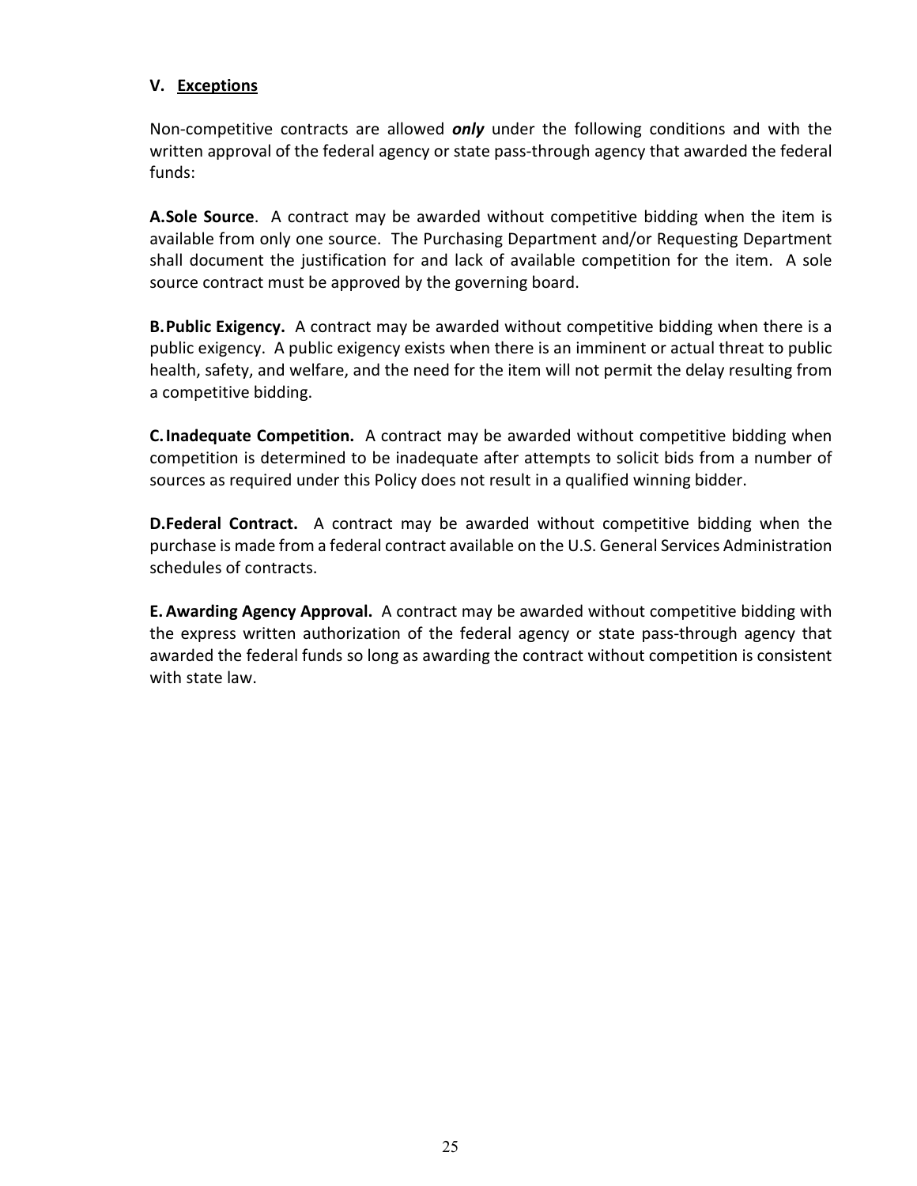### V. <u>Exceptions</u>

Non-competitive contracts are allowed ***only*** under the following conditions and with the written approval of the federal agency or state pass-through agency that awarded the federal funds:

**A. Sole Source**. A contract may be awarded without competitive bidding when the item is available from only one source. The Purchasing Department and/or Requesting Department shall document the justification for and lack of available competition for the item. A sole source contract must be approved by the governing board.

**B. Public Exigency.** A contract may be awarded without competitive bidding when there is a public exigency. A public exigency exists when there is an imminent or actual threat to public health, safety, and welfare, and the need for the item will not permit the delay resulting from a competitive bidding.

**C. Inadequate Competition.** A contract may be awarded without competitive bidding when competition is determined to be inadequate after attempts to solicit bids from a number of sources as required under this Policy does not result in a qualified winning bidder.

**D. Federal Contract.** A contract may be awarded without competitive bidding when the purchase is made from a federal contract available on the U.S. General Services Administration schedules of contracts.

**E. Awarding Agency Approval.** A contract may be awarded without competitive bidding with the express written authorization of the federal agency or state pass-through agency that awarded the federal funds so long as awarding the contract without competition is consistent with state law.